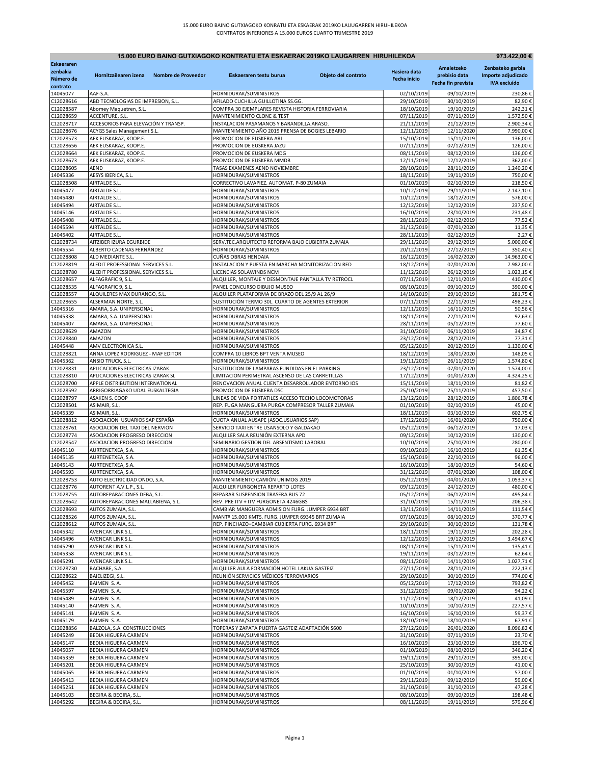15.000 EURO BAINO GUTXIAGOKO KONRATU ETA ESKAERAK 2019KO LAUUGARREN HIRUHILEKOA
CONTRATOS INFERIORES A 15.000 EUROS CUARTO TRIMESTRE 2019

| 15.000 EURO BAINO GUTXIAGOKO KONTRATU ETA ESKAERAK 2019KO LAUGARREN HIRUHILEKOA | | | | | 973.422,00 € |
|---|---|---|---|---|---|
| Eskaeraren zenbakia Número de contrato | Hornitzailearen izena Nombre de Proveedor | Eskaeraren testu burua Objeto del contrato | Hasiera data Fecha inicio | Amaietzeko prebisio data Fecha fin prevista | Zenbateko garbia Importe adjudicado IVA excluido |
| 14045077 | AAF-S.A. | HORNIDURAK/SUMINISTROS | 02/10/2019 | 09/10/2019 | 230,86 € |
| C12028616 | ABD TECNOLOGIAS DE IMPRESION, S.L. | AFILADO CUCHILLA GUILLOTINA SS.GG. | 29/10/2019 | 30/10/2019 | 82,90 € |
| C12028587 | Abomey Maquetren, S.L. | COMPRA 30 EJEMPLARES REVISTA HISTORIA FERROVIARIA | 18/10/2019 | 19/10/2019 | 242,31 € |
| C12028659 | ACCENTURE, S.L. | MANTENIMIENTO CLONE & TEST | 07/11/2019 | 07/11/2019 | 1.572,50 € |
| C12028717 | ACCESORIOS PARA ELEVACIÓN Y TRANSP. | INSTALACION PASAMANOS Y BARANDILLA.ARASO. | 21/11/2019 | 21/12/2019 | 2.900,34 € |
| C12028676 | ACYGS Sales Management S.L. | MANTENIMIENTO AÑO 2019 PRENSA DE BOGIES LEBARIO | 12/11/2019 | 12/11/2020 | 7.990,00 € |
| C12028573 | AEK EUSKARAZ, KOOP.E. | PROMOCION DE EUSKERA ARI | 15/10/2019 | 15/11/2019 | 136,00 € |
| C12028656 | AEK EUSKARAZ, KOOP.E. | PROMOCION DE EUSKERA JAZU | 07/11/2019 | 07/12/2019 | 126,00 € |
| C12028664 | AEK EUSKARAZ, KOOP.E. | PROMOCION DE EUSKERA MDG | 08/11/2019 | 08/12/2019 | 136,00 € |
| C12028673 | AEK EUSKARAZ, KOOP.E. | PROMOCION DE EUSKERA MMDB | 12/11/2019 | 12/12/2019 | 362,00 € |
| C12028605 | AEND | TASAS EXAMENES AEND NOVIEMBRE | 28/10/2019 | 28/11/2019 | 1.240,20 € |
| 14045336 | AESYS IBERICA, S.L. | HORNIDURAK/SUMINISTROS | 18/11/2019 | 19/11/2019 | 750,00 € |
| C12028508 | AIRTALDE S.L. | CORRECTIVO LAVAPIEZ. AUTOMAT. P-80 ZUMAIA | 01/10/2019 | 02/10/2019 | 218,50 € |
| 14045477 | AIRTALDE S.L. | HORNIDURAK/SUMINISTROS | 10/12/2019 | 29/11/2019 | 2.147,10 € |
| 14045480 | AIRTALDE S.L. | HORNIDURAK/SUMINISTROS | 10/12/2019 | 18/12/2019 | 576,00 € |
| 14045494 | AIRTALDE S.L. | HORNIDURAK/SUMINISTROS | 12/12/2019 | 12/12/2019 | 237,50 € |
| 14045146 | AIRTALDE S.L. | HORNIDURAK/SUMINISTROS | 16/10/2019 | 23/10/2019 | 231,48 € |
| 14045408 | AIRTALDE S.L. | HORNIDURAK/SUMINISTROS | 28/11/2019 | 02/12/2019 | 77,52 € |
| 14045594 | AIRTALDE S.L. | HORNIDURAK/SUMINISTROS | 31/12/2019 | 07/01/2020 | 11,35 € |
| 14045402 | AIRTALDE S.L. | HORNIDURAK/SUMINISTROS | 28/11/2019 | 02/12/2019 | 2,27 € |
| C12028734 | AITZIBER IZURA EGURBIDE | SERV.TEC.ARQUITECTO REFORMA BAJO CUBIERTA ZUMAIA | 29/11/2019 | 29/12/2019 | 5.000,00 € |
| 14045554 | ALBERTO CADENAS FERNÁNDEZ | HORNIDURAK/SUMINISTROS | 20/12/2019 | 27/12/2019 | 350,40 € |
| C12028808 | ALD MEDIANTE S.L. | CUÑAS OBRAS HENDAIA | 16/12/2019 | 16/02/2020 | 14.963,00 € |
| C12028819 | ALEDIT PROFESSIONAL SERVICES S.L. | INSTALACION Y PUESTA EN MARCHA MONITORIZACION RED | 18/12/2019 | 02/01/2020 | 7.982,00 € |
| C12028780 | ALEDIT PROFESSIONAL SERVICES S.L. | LICENCIAS SOLAWINDS NCM | 11/12/2019 | 26/12/2019 | 1.023,15 € |
| C12028657 | ALFAGRAFIC 9, S.L. | ALQUILER, MONTAJE Y DESMONTAJE PANTALLA TV RETROCL | 07/11/2019 | 12/11/2019 | 410,00 € |
| C12028535 | ALFAGRAFIC 9, S.L. | PANEL CONCURSO DIBUJO MUSEO | 08/10/2019 | 09/10/2019 | 390,00 € |
| C12028557 | ALQUILERES MAX DURANGO, S.L. | ALQUILER PLATAFORMA DE BRAZO DEL 25/9 AL 26/9 | 14/10/2019 | 29/10/2019 | 281,75 € |
| C12028655 | ALSERMAN NORTE, S.L. | SUSTITUCIÓN TERMO 30L. CUARTO DE AGENTES EXTERIOR | 07/11/2019 | 22/11/2019 | 498,23 € |
| 14045316 | AMARA, S.A. UNIPERSONAL | HORNIDURAK/SUMINISTROS | 12/11/2019 | 16/11/2019 | 50,56 € |
| 14045338 | AMARA, S.A. UNIPERSONAL | HORNIDURAK/SUMINISTROS | 18/11/2019 | 22/11/2019 | 92,63 € |
| 14045407 | AMARA, S.A. UNIPERSONAL | HORNIDURAK/SUMINISTROS | 28/11/2019 | 05/12/2019 | 77,60 € |
| C12028629 | AMAZON | HORNIDURAK/SUMINISTROS | 31/10/2019 | 06/11/2019 | 34,87 € |
| C12028840 | AMAZON | HORNIDURAK/SUMINISTROS | 23/12/2019 | 28/12/2019 | 77,31 € |
| 14045448 | AMV ELECTRONICA S.L. | HORNIDURAK/SUMINISTROS | 05/12/2019 | 20/12/2019 | 1.130,00 € |
| C12028821 | ANNA LOPEZ RODRIGUEZ - MAF EDITOR | COMPRA 10 LIBROS BPT VENTA MUSEO | 18/12/2019 | 18/01/2020 | 148,05 € |
| 14045362 | ANSIO TRUCK, S.L. | HORNIDURAK/SUMINISTROS | 19/11/2019 | 26/11/2019 | 1.574,80 € |
| C12028831 | APLICACIONES ELECTRICAS IZARAK | SUSTITUCION DE LAMPARAS FUNDIDAS EN EL PARKING | 23/12/2019 | 07/01/2020 | 1.574,00 € |
| C12028810 | APLICACIONES ELECTRICAS IZARAK SL | LIMITACION PERIMETRAL ASCENSO DE LAS CARRETILLAS | 17/12/2019 | 01/01/2020 | 4.324,25 € |
| C12028700 | APPLE DISTRIBUTION INTERNATIONAL | RENOVACION ANUAL CUENTA DESARROLLADOR ENTORNO IOS | 15/11/2019 | 18/11/2019 | 81,82 € |
| C12028592 | ARRIGORRIAGAKO UDAL EUSKALTEGIA | PROMOCION DE EUSKERA DSC | 25/10/2019 | 25/11/2019 | 457,50 € |
| C12028797 | ASAKEN S. COOP | LINEAS DE VIDA PORTATILES ACCESO TECHO LOCOMOTORAS | 13/12/2019 | 28/12/2019 | 1.806,78 € |
| C12028501 | ASIMAIR, S.L. | REP. FUGA MANGUERA PURGA COMPRESOR TALLER ZUMAIA | 01/10/2019 | 02/10/2019 | 45,00 € |
| 14045339 | ASIMAIR, S.L. | HORNIDURAK/SUMINISTROS | 18/11/2019 | 03/10/2019 | 602,75 € |
| C12028812 | ASOCIACION USUARIOS SAP ESPAÑA | CUOTA ANUAL AUSAPE (ASOC.USUARIOS SAP) | 17/12/2019 | 16/01/2020 | 750,00 € |
| C12028761 | ASOCIACIÓN DEL TAXI DEL NERVION | SERVICIO TAXI ENTRE USANSOLO Y GALDAKAO | 05/12/2019 | 06/12/2019 | 17,03 € |
| C12028774 | ASOCIACION PROGRESO DIRECCION | ALQUILER SALA REUNIÓN EXTERNA APD | 09/12/2019 | 10/12/2019 | 130,00 € |
| C12028547 | ASOCIACION PROGRESO DIRECCION | SEMINARIO GESTION DEL ABSENTISMO LABORAL | 10/10/2019 | 25/10/2019 | 280,00 € |
| 14045110 | AURTENETXEA, S.A. | HORNIDURAK/SUMINISTROS | 09/10/2019 | 16/10/2019 | 61,35 € |
| 14045135 | AURTENETXEA, S.A. | HORNIDURAK/SUMINISTROS | 15/10/2019 | 22/10/2019 | 96,00 € |
| 14045143 | AURTENETXEA, S.A. | HORNIDURAK/SUMINISTROS | 16/10/2019 | 18/10/2019 | 54,60 € |
| 14045593 | AURTENETXEA, S.A. | HORNIDURAK/SUMINISTROS | 31/12/2019 | 07/01/2020 | 108,00 € |
| C12028753 | AUTO ELECTRICIDAD ONDO, S.A. | MANTENIMIENTO CAMIÓN UNIMOG 2019 | 05/12/2019 | 04/01/2020 | 1.053,37 € |
| C12028776 | AUTORENT A.V.L.P., S.L. | ALQUILER FURGONETA REPARTO LOTES | 09/12/2019 | 24/12/2019 | 480,00 € |
| C12028755 | AUTOREPARACIONES DEBA, S.L. | REPARAR SUSPENSION TRASERA BUS 72 | 05/12/2019 | 06/12/2019 | 495,84 € |
| C12028642 | AUTOREPARACIONES MALLABIENA, S.L. | REV. PRE ITV + ITV FURGONETA 4246GBS | 31/10/2019 | 15/11/2019 | 206,38 € |
| C12028693 | AUTOS ZUMAIA, S.L. | CAMBIAR MANGUERA ADMISION FURG. JUMPER 6934 BRT | 13/11/2019 | 14/11/2019 | 111,54 € |
| C12028526 | AUTOS ZUMAIA, S.L. | MANTº 15.000 KMTS. FURG. JUMPER 69345 BRT ZUMAIA | 07/10/2019 | 08/10/2019 | 370,77 € |
| C12028612 | AUTOS ZUMAIA, S.L. | REP. PINCHAZO+CAMBIAR CUBIERTA FURG. 6934 BRT | 29/10/2019 | 30/10/2019 | 131,78 € |
| 14045342 | AVENCAR LINK S.L. | HORNIDURAK/SUMINISTROS | 18/11/2019 | 19/11/2019 | 202,28 € |
| 14045496 | AVENCAR LINK S.L. | HORNIDURAK/SUMINISTROS | 12/12/2019 | 19/12/2019 | 3.494,67 € |
| 14045290 | AVENCAR LINK S.L. | HORNIDURAK/SUMINISTROS | 08/11/2019 | 15/11/2019 | 135,41 € |
| 14045358 | AVENCAR LINK S.L. | HORNIDURAK/SUMINISTROS | 19/11/2019 | 03/12/2019 | 62,64 € |
| 14045291 | AVENCAR LINK S.L. | HORNIDURAK/SUMINISTROS | 08/11/2019 | 14/11/2019 | 1.027,71 € |
| C12028730 | BACHABE, S.A. | ALQUILER AULA FORMACIÓN HOTEL LAKUA GASTEIZ | 27/11/2019 | 28/11/2019 | 222,13 € |
| C12028622 | BAIELIZEGI, S.L. | REUNIÓN SERVICIOS MÉDICOS FERROVIARIOS | 29/10/2019 | 30/10/2019 | 774,00 € |
| 14045452 | BAIMEN S. A. | HORNIDURAK/SUMINISTROS | 05/12/2019 | 17/12/2019 | 793,82 € |
| 14045597 | BAIMEN S. A. | HORNIDURAK/SUMINISTROS | 31/12/2019 | 09/01/2020 | 94,22 € |
| 14045489 | BAIMEN S. A. | HORNIDURAK/SUMINISTROS | 11/12/2019 | 18/12/2019 | 41,09 € |
| 14045140 | BAIMEN S. A. | HORNIDURAK/SUMINISTROS | 10/10/2019 | 10/10/2019 | 227,57 € |
| 14045141 | BAIMEN S. A. | HORNIDURAK/SUMINISTROS | 16/10/2019 | 16/10/2019 | 59,37 € |
| 14045179 | BAIMEN S. A. | HORNIDURAK/SUMINISTROS | 18/10/2019 | 18/10/2019 | 67,91 € |
| C12028856 | BALZOLA, S.A. CONSTRUCCIONES | TOPERAS Y ZAPATA PUERTA GASTEIZ ADAPTACIÓN S600 | 27/12/2019 | 26/01/2020 | 8.096,82 € |
| 14045249 | BEDIA HIGUERA CARMEN | HORNIDURAK/SUMINISTROS | 31/10/2019 | 07/11/2019 | 23,70 € |
| 14045147 | BEDIA HIGUERA CARMEN | HORNIDURAK/SUMINISTROS | 16/10/2019 | 23/10/2019 | 196,70 € |
| 14045057 | BEDIA HIGUERA CARMEN | HORNIDURAK/SUMINISTROS | 01/10/2019 | 08/10/2019 | 346,20 € |
| 14045359 | BEDIA HIGUERA CARMEN | HORNIDURAK/SUMINISTROS | 19/11/2019 | 29/11/2019 | 395,00 € |
| 14045201 | BEDIA HIGUERA CARMEN | HORNIDURAK/SUMINISTROS | 25/10/2019 | 30/10/2019 | 41,00 € |
| 14045065 | BEDIA HIGUERA CARMEN | HORNIDURAK/SUMINISTROS | 01/10/2019 | 01/10/2019 | 57,00 € |
| 14045413 | BEDIA HIGUERA CARMEN | HORNIDURAK/SUMINISTROS | 29/11/2019 | 09/12/2019 | 59,00 € |
| 14045251 | BEDIA HIGUERA CARMEN | HORNIDURAK/SUMINISTROS | 31/10/2019 | 31/10/2019 | 47,28 € |
| 14045103 | BEGIRA & BEGIRA, S.L. | HORNIDURAK/SUMINISTROS | 08/10/2019 | 09/10/2019 | 198,48 € |
| 14045292 | BEGIRA & BEGIRA, S.L. | HORNIDURAK/SUMINISTROS | 08/11/2019 | 19/11/2019 | 579,96 € |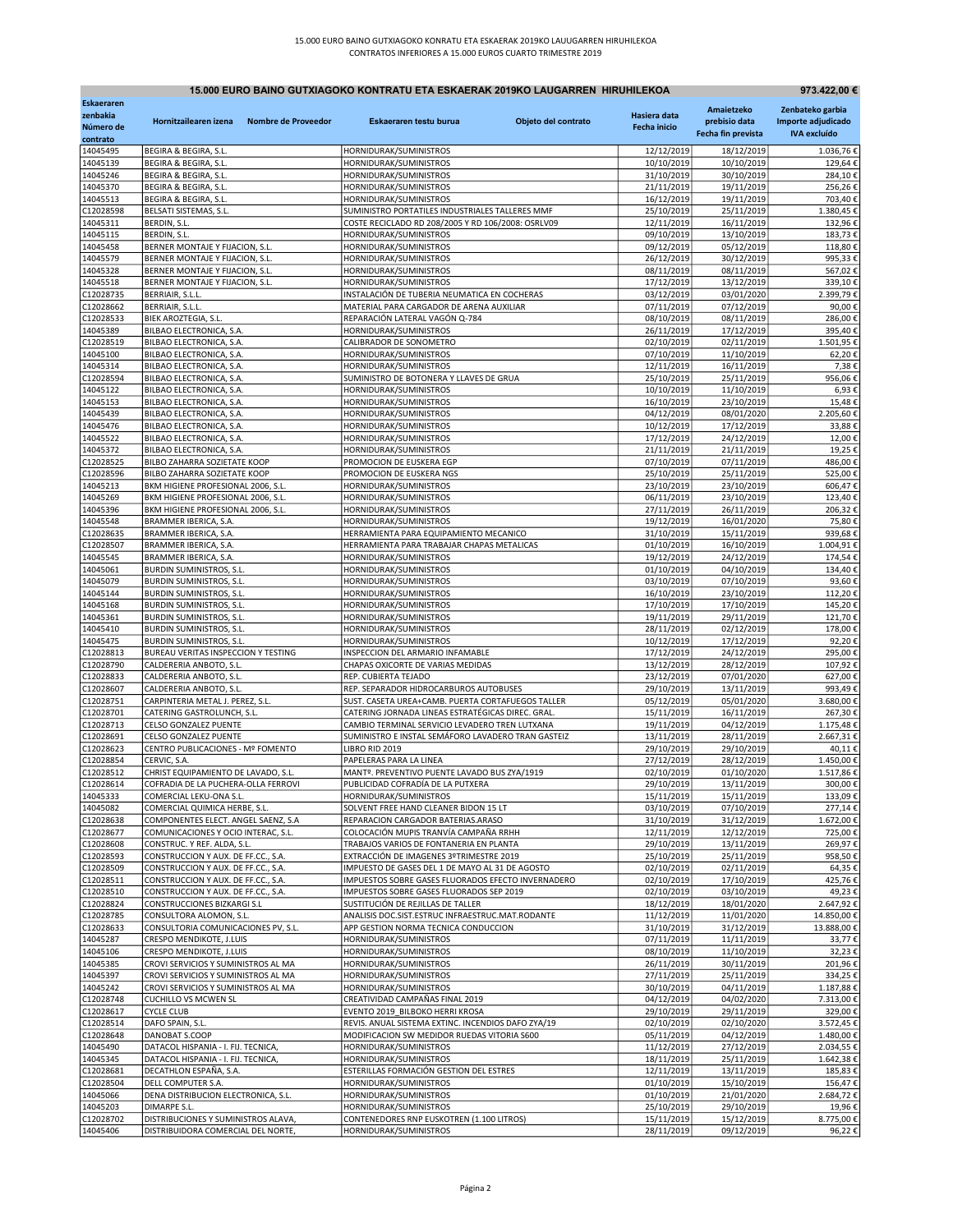15.000 EURO BAINO GUTXIAGOKO KONRATU ETA ESKAERAK 2019KO LAUUGARREN HIRUHILEKOA
CONTRATOS INFERIORES A 15.000 EUROS CUARTO TRIMESTRE 2019

| 15.000 EURO BAINO GUTXIAGOKO KONTRATU ETA ESKAERAK 2019KO LAUGARREN HIRUHILEKOA | | | | | 973.422,00 € |
|---|---|---|---|---|---|
| Eskaeraren zenbakia Número de contrato | Hornitzailearen izena Nombre de Proveedor | Eskaeraren testu burua Objeto del contrato | Hasiera data Fecha inicio | Amaietzeko prebisio data Fecha fin prevista | Zenbateko garbia Importe adjudicado IVA excluído |
| 14045495 | BEGIRA & BEGIRA, S.L. | HORNIDURAK/SUMINISTROS | 12/12/2019 | 18/12/2019 | 1.036,76 € |
| 14045139 | BEGIRA & BEGIRA, S.L. | HORNIDURAK/SUMINISTROS | 10/10/2019 | 10/10/2019 | 129,64 € |
| 14045246 | BEGIRA & BEGIRA, S.L. | HORNIDURAK/SUMINISTROS | 31/10/2019 | 30/10/2019 | 284,10 € |
| 14045370 | BEGIRA & BEGIRA, S.L. | HORNIDURAK/SUMINISTROS | 21/11/2019 | 19/11/2019 | 256,26 € |
| 14045513 | BEGIRA & BEGIRA, S.L. | HORNIDURAK/SUMINISTROS | 16/12/2019 | 19/11/2019 | 703,40 € |
| C12028598 | BELSATI SISTEMAS, S.L. | SUMINISTRO PORTATILES INDUSTRIALES TALLERES MMF | 25/10/2019 | 25/11/2019 | 1.380,45 € |
| 14045311 | BERDIN, S.L. | COSTE RECICLADO RD 208/2005 Y RD 106/2008: OSRLV09 | 12/11/2019 | 16/11/2019 | 132,96 € |
| 14045115 | BERDIN, S.L. | HORNIDURAK/SUMINISTROS | 09/10/2019 | 13/10/2019 | 183,73 € |
| 14045458 | BERNER MONTAJE Y FIJACION, S.L. | HORNIDURAK/SUMINISTROS | 09/12/2019 | 05/12/2019 | 118,80 € |
| 14045579 | BERNER MONTAJE Y FIJACION, S.L. | HORNIDURAK/SUMINISTROS | 26/12/2019 | 30/12/2019 | 995,33 € |
| 14045328 | BERNER MONTAJE Y FIJACION, S.L. | HORNIDURAK/SUMINISTROS | 08/11/2019 | 08/11/2019 | 567,02 € |
| 14045518 | BERNER MONTAJE Y FIJACION, S.L. | HORNIDURAK/SUMINISTROS | 17/12/2019 | 13/12/2019 | 339,10 € |
| C12028735 | BERRIAIR, S.L.L. | INSTALACIÓN DE TUBERIA NEUMATICA EN COCHERAS | 03/12/2019 | 03/01/2020 | 2.399,79 € |
| C12028662 | BERRIAIR, S.L.L. | MATERIAL PARA CARGADOR DE ARENA AUXILIAR | 07/11/2019 | 07/12/2019 | 90,00 € |
| C12028533 | BIEK AROZTEGIA, S.L. | REPARACIÓN LATERAL VAGÓN Q-784 | 08/10/2019 | 08/11/2019 | 286,00 € |
| 14045389 | BILBAO ELECTRONICA, S.A. | HORNIDURAK/SUMINISTROS | 26/11/2019 | 17/12/2019 | 395,40 € |
| C12028519 | BILBAO ELECTRONICA, S.A. | CALIBRADOR DE SONOMETRO | 02/10/2019 | 02/11/2019 | 1.501,95 € |
| 14045100 | BILBAO ELECTRONICA, S.A. | HORNIDURAK/SUMINISTROS | 07/10/2019 | 11/10/2019 | 62,20 € |
| 14045314 | BILBAO ELECTRONICA, S.A. | HORNIDURAK/SUMINISTROS | 12/11/2019 | 16/11/2019 | 7,38 € |
| C12028594 | BILBAO ELECTRONICA, S.A. | SUMINISTRO DE BOTONERA Y LLAVES DE GRUA | 25/10/2019 | 25/11/2019 | 956,06 € |
| 14045122 | BILBAO ELECTRONICA, S.A. | HORNIDURAK/SUMINISTROS | 10/10/2019 | 11/10/2019 | 6,93 € |
| 14045153 | BILBAO ELECTRONICA, S.A. | HORNIDURAK/SUMINISTROS | 16/10/2019 | 23/10/2019 | 15,48 € |
| 14045439 | BILBAO ELECTRONICA, S.A. | HORNIDURAK/SUMINISTROS | 04/12/2019 | 08/01/2020 | 2.205,60 € |
| 14045476 | BILBAO ELECTRONICA, S.A. | HORNIDURAK/SUMINISTROS | 10/12/2019 | 17/12/2019 | 33,88 € |
| 14045522 | BILBAO ELECTRONICA, S.A. | HORNIDURAK/SUMINISTROS | 17/12/2019 | 24/12/2019 | 12,00 € |
| 14045372 | BILBAO ELECTRONICA, S.A. | HORNIDURAK/SUMINISTROS | 21/11/2019 | 21/11/2019 | 19,25 € |
| C12028525 | BILBO ZAHARRA SOZIETATE KOOP | PROMOCION DE EUSKERA EGP | 07/10/2019 | 07/11/2019 | 486,00 € |
| C12028596 | BILBO ZAHARRA SOZIETATE KOOP | PROMOCION DE EUSKERA NGS | 25/10/2019 | 25/11/2019 | 525,00 € |
| 14045213 | BKM HIGIENE PROFESIONAL 2006, S.L. | HORNIDURAK/SUMINISTROS | 23/10/2019 | 23/10/2019 | 606,47 € |
| 14045269 | BKM HIGIENE PROFESIONAL 2006, S.L. | HORNIDURAK/SUMINISTROS | 06/11/2019 | 23/10/2019 | 123,40 € |
| 14045396 | BKM HIGIENE PROFESIONAL 2006, S.L. | HORNIDURAK/SUMINISTROS | 27/11/2019 | 26/11/2019 | 206,32 € |
| 14045548 | BRAMMER IBERICA, S.A. | HORNIDURAK/SUMINISTROS | 19/12/2019 | 16/01/2020 | 75,80 € |
| C12028635 | BRAMMER IBERICA, S.A. | HERRAMIENTA PARA EQUIPAMIENTO MECANICO | 31/10/2019 | 15/11/2019 | 939,68 € |
| C12028507 | BRAMMER IBERICA, S.A. | HERRAMIENTA PARA TRABAJAR CHAPAS METALICAS | 01/10/2019 | 16/10/2019 | 1.004,91 € |
| 14045545 | BRAMMER IBERICA, S.A. | HORNIDURAK/SUMINISTROS | 19/12/2019 | 24/12/2019 | 174,54 € |
| 14045061 | BURDIN SUMINISTROS, S.L. | HORNIDURAK/SUMINISTROS | 01/10/2019 | 04/10/2019 | 134,40 € |
| 14045079 | BURDIN SUMINISTROS, S.L. | HORNIDURAK/SUMINISTROS | 03/10/2019 | 07/10/2019 | 93,60 € |
| 14045144 | BURDIN SUMINISTROS, S.L. | HORNIDURAK/SUMINISTROS | 16/10/2019 | 23/10/2019 | 112,20 € |
| 14045168 | BURDIN SUMINISTROS, S.L. | HORNIDURAK/SUMINISTROS | 17/10/2019 | 17/10/2019 | 145,20 € |
| 14045361 | BURDIN SUMINISTROS, S.L. | HORNIDURAK/SUMINISTROS | 19/11/2019 | 29/11/2019 | 121,70 € |
| 14045410 | BURDIN SUMINISTROS, S.L. | HORNIDURAK/SUMINISTROS | 28/11/2019 | 02/12/2019 | 178,00 € |
| 14045475 | BURDIN SUMINISTROS, S.L. | HORNIDURAK/SUMINISTROS | 10/12/2019 | 17/12/2019 | 92,20 € |
| C12028813 | BUREAU VERITAS INSPECCION Y TESTING | INSPECCION DEL ARMARIO INFAMABLE | 17/12/2019 | 24/12/2019 | 295,00 € |
| C12028790 | CALDERERIA ANBOTO, S.L. | CHAPAS OXICORTE DE VARIAS MEDIDAS | 13/12/2019 | 28/12/2019 | 107,92 € |
| C12028833 | CALDERERIA ANBOTO, S.L. | REP. CUBIERTA TEJADO | 23/12/2019 | 07/01/2020 | 627,00 € |
| C12028607 | CALDERERIA ANBOTO, S.L. | REP. SEPARADOR HIDROCARBUROS AUTOBUSES | 29/10/2019 | 13/11/2019 | 993,49 € |
| C12028751 | CARPINTERIA METAL J. PEREZ, S.L. | SUST. CASETA UREA+CAMB. PUERTA CORTAFUEGOS TALLER | 05/12/2019 | 05/01/2020 | 3.680,00 € |
| C12028701 | CATERING GASTROLUNCH, S.L. | CATERING JORNADA LINEAS ESTRATÉGICAS DIREC. GRAL. | 15/11/2019 | 16/11/2019 | 267,30 € |
| C12028713 | CELSO GONZALEZ PUENTE | CAMBIO TERMINAL SERVICIO LEVADERO TREN LUTXANA | 19/11/2019 | 04/12/2019 | 1.175,48 € |
| C12028691 | CELSO GONZALEZ PUENTE | SUMINISTRO E INSTAL SEMÁFORO LAVADERO TRAN GASTEIZ | 13/11/2019 | 28/11/2019 | 2.667,31 € |
| C12028623 | CENTRO PUBLICACIONES - Mº FOMENTO | LIBRO RID 2019 | 29/10/2019 | 29/10/2019 | 40,11 € |
| C12028854 | CERVIC, S.A. | PAPELERAS PARA LA LINEA | 27/12/2019 | 28/12/2019 | 1.450,00 € |
| C12028512 | CHRIST EQUIPAMIENTO DE LAVADO, S.L. | MANTº. PREVENTIVO PUENTE LAVADO BUS ZYA/1919 | 02/10/2019 | 01/10/2020 | 1.517,86 € |
| C12028614 | COFRADIA DE LA PUCHERA-OLLA FERROVI | PUBLICIDAD COFRADÍA DE LA PUTXERA | 29/10/2019 | 13/11/2019 | 300,00 € |
| 14045333 | COMERCIAL LEKU-ONA S.L. | HORNIDURAK/SUMINISTROS | 15/11/2019 | 15/11/2019 | 133,09 € |
| 14045082 | COMERCIAL QUIMICA HERBE, S.L. | SOLVENT FREE HAND CLEANER BIDON 15 LT | 03/10/2019 | 07/10/2019 | 277,14 € |
| C12028638 | COMPONENTES ELECT. ANGEL SAENZ, S.A | REPARACION CARGADOR BATERIAS.ARASO | 31/10/2019 | 31/12/2019 | 1.672,00 € |
| C12028677 | COMUNICACIONES Y OCIO INTERAC, S.L. | COLOCACIÓN MUPIS TRANVÍA CAMPAÑA RRHH | 12/11/2019 | 12/12/2019 | 725,00 € |
| C12028608 | CONSTRUC. Y REF. ALDA, S.L. | TRABAJOS VARIOS DE FONTANERIA EN PLANTA | 29/10/2019 | 13/11/2019 | 269,97 € |
| C12028593 | CONSTRUCCION Y AUX. DE FF.CC., S.A. | EXTRACCIÓN DE IMAGENES 3ºTRIMESTRE 2019 | 25/10/2019 | 25/11/2019 | 958,50 € |
| C12028509 | CONSTRUCCION Y AUX. DE FF.CC., S.A. | IMPUESTO DE GASES DEL 1 DE MAYO AL 31 DE AGOSTO | 02/10/2019 | 02/11/2019 | 64,35 € |
| C12028511 | CONSTRUCCION Y AUX. DE FF.CC., S.A. | IMPUESTOS SOBRE GASES FLUORADOS EFECTO INVERNADERO | 02/10/2019 | 17/10/2019 | 425,76 € |
| C12028510 | CONSTRUCCION Y AUX. DE FF.CC., S.A. | IMPUESTOS SOBRE GASES FLUORADOS SEP 2019 | 02/10/2019 | 03/10/2019 | 49,23 € |
| C12028824 | CONSTRUCCIONES BIZKARGI S.L | SUSTITUCIÓN DE REJILLAS DE TALLER | 18/12/2019 | 18/01/2020 | 2.647,92 € |
| C12028785 | CONSULTORA ALOMON, S.L. | ANALISIS DOC.SIST.ESTRUC INFRAESTRUC.MAT.RODANTE | 11/12/2019 | 11/01/2020 | 14.850,00 € |
| C12028633 | CONSULTORIA COMUNICACIONES PV, S.L. | APP GESTION NORMA TECNICA CONDUCCION | 31/10/2019 | 31/12/2019 | 13.888,00 € |
| 14045287 | CRESPO MENDIKOTE, J.LUIS | HORNIDURAK/SUMINISTROS | 07/11/2019 | 11/11/2019 | 33,77 € |
| 14045106 | CRESPO MENDIKOTE, J.LUIS | HORNIDURAK/SUMINISTROS | 08/10/2019 | 11/10/2019 | 32,23 € |
| 14045385 | CROVI SERVICIOS Y SUMINISTROS AL MA | HORNIDURAK/SUMINISTROS | 26/11/2019 | 30/11/2019 | 201,96 € |
| 14045397 | CROVI SERVICIOS Y SUMINISTROS AL MA | HORNIDURAK/SUMINISTROS | 27/11/2019 | 25/11/2019 | 334,25 € |
| 14045242 | CROVI SERVICIOS Y SUMINISTROS AL MA | HORNIDURAK/SUMINISTROS | 30/10/2019 | 04/11/2019 | 1.187,88 € |
| C12028748 | CUCHILLO VS MCWEN SL | CREATIVIDAD CAMPAÑAS FINAL 2019 | 04/12/2019 | 04/02/2020 | 7.313,00 € |
| C12028617 | CYCLE CLUB | EVENTO 2019_BILBOKO HERRI KROSA | 29/10/2019 | 29/11/2019 | 329,00 € |
| C12028514 | DAFO SPAIN, S.L. | REVIS. ANUAL SISTEMA EXTINC. INCENDIOS DAFO ZYA/19 | 02/10/2019 | 02/10/2020 | 3.572,45 € |
| C12028648 | DANOBAT S.COOP | MODIFICACION SW MEDIDOR RUEDAS VITORIA S600 | 05/11/2019 | 04/12/2019 | 1.480,00 € |
| 14045490 | DATACOL HISPANIA - I. FIJ. TECNICA, | HORNIDURAK/SUMINISTROS | 11/12/2019 | 27/12/2019 | 2.034,55 € |
| 14045345 | DATACOL HISPANIA - I. FIJ. TECNICA, | HORNIDURAK/SUMINISTROS | 18/11/2019 | 25/11/2019 | 1.642,38 € |
| C12028681 | DECATHLON ESPAÑA, S.A. | ESTERILLAS FORMACIÓN GESTION DEL ESTRES | 12/11/2019 | 13/11/2019 | 185,83 € |
| C12028504 | DELL COMPUTER S.A. | HORNIDURAK/SUMINISTROS | 01/10/2019 | 15/10/2019 | 156,47 € |
| 14045066 | DENA DISTRIBUCION ELECTRONICA, S.L. | HORNIDURAK/SUMINISTROS | 01/10/2019 | 21/01/2020 | 2.684,72 € |
| 14045203 | DIMARPE S.L. | HORNIDURAK/SUMINISTROS | 25/10/2019 | 29/10/2019 | 19,96 € |
| C12028702 | DISTRIBUCIONES Y SUMINISTROS ALAVA, | CONTENEDORES RNP EUSKOTREN (1.100 LITROS) | 15/11/2019 | 15/12/2019 | 8.775,00 € |
| 14045406 | DISTRIBUIDORA COMERCIAL DEL NORTE, | HORNIDURAK/SUMINISTROS | 28/11/2019 | 09/12/2019 | 96,22 € |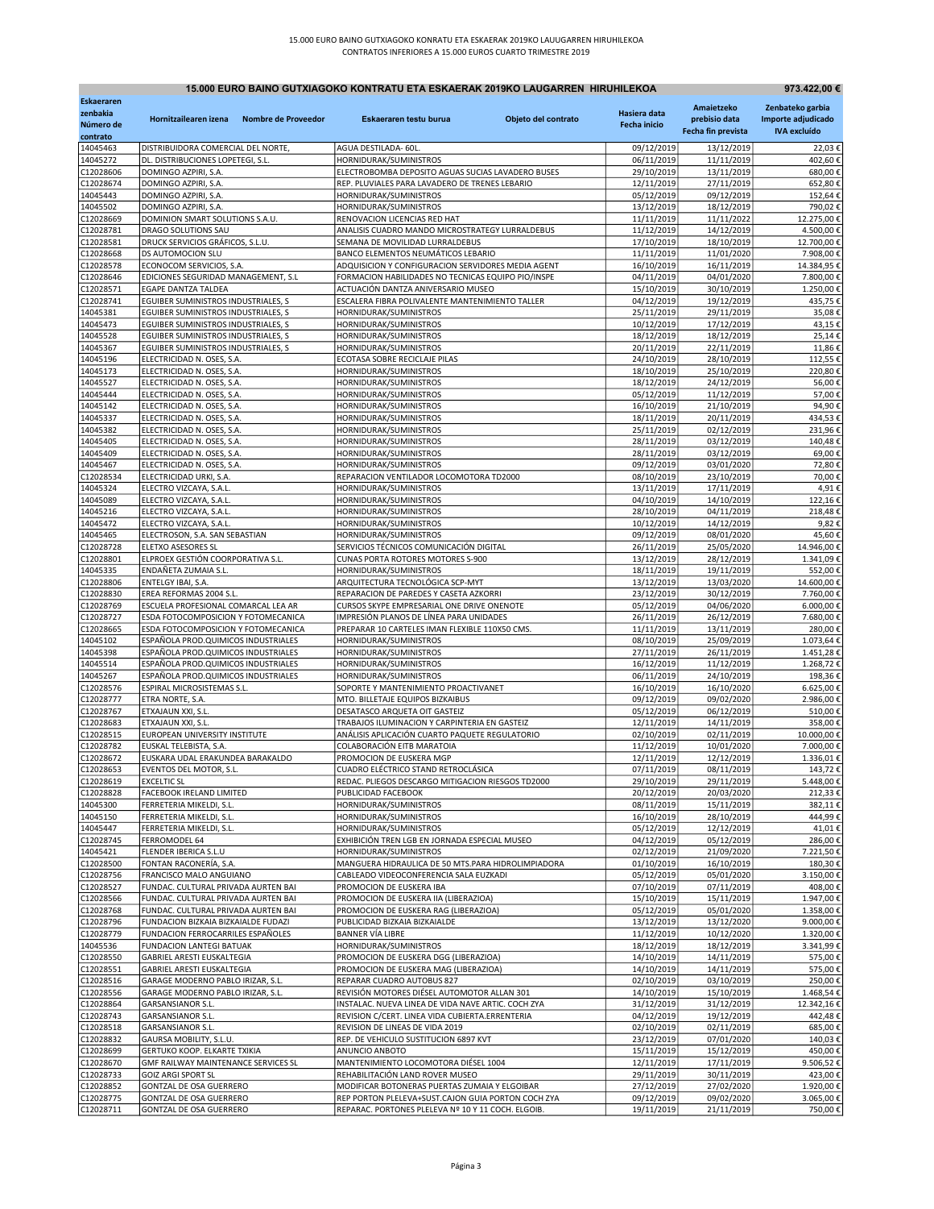15.000 EURO BAINO GUTXIAGOKO KONRATU ETA ESKAERAK 2019KO LAUUGARREN HIRUHILEKOA
CONTRATOS INFERIORES A 15.000 EUROS CUARTO TRIMESTRE 2019

| 15.000 EURO BAINO GUTXIAGOKO KONTRATU ETA ESKAERAK 2019KO LAUGARREN HIRUHILEKOA | | | | | 973.422,00 € |
|---|---|---|---|---|---|
| Eskaeraren zenbakia Número de contrato | Hornitzailearen izena Nombre de Proveedor | Eskaeraren testu burua Objeto del contrato | Hasiera data Fecha inicio | Amaieteko prebisio data Fecha fin prevista | Zenbateko garbia Importe adjudicado IVA excluído |
| 14045463 | DISTRIBUIDORA COMERCIAL DEL NORTE, | AGUA DESTILADA- 60L. | 09/12/2019 | 13/12/2019 | 22,03 € |
| 14045272 | DL. DISTRIBUCIONES LOPETEGI, S.L. | HORNIDURAK/SUMINISTROS | 06/11/2019 | 11/11/2019 | 402,60 € |
| C12028606 | DOMINGO AZPIRI, S.A. | ELECTROBOMBA DEPOSITO AGUAS SUCIAS LAVADERO BUSES | 29/10/2019 | 13/11/2019 | 680,00 € |
| C12028674 | DOMINGO AZPIRI, S.A. | REP. PLUVIALES PARA LAVADERO DE TRENES LEBARIO | 12/11/2019 | 27/11/2019 | 652,80 € |
| 14045443 | DOMINGO AZPIRI, S.A. | HORNIDURAK/SUMINISTROS | 05/12/2019 | 09/12/2019 | 152,64 € |
| 14045502 | DOMINGO AZPIRI, S.A. | HORNIDURAK/SUMINISTROS | 13/12/2019 | 18/12/2019 | 790,02 € |
| C12028669 | DOMINION SMART SOLUTIONS S.A.U. | RENOVACION LICENCIAS RED HAT | 11/11/2019 | 11/11/2022 | 12.275,00 € |
| C12028781 | DRAGO SOLUTIONS SAU | ANALISIS CUADRO MANDO MICROSTRATEGY LURRALDEBUS | 11/12/2019 | 14/12/2019 | 4.500,00 € |
| C12028581 | DRUCK SERVICIOS GRÁFICOS, S.L.U. | SEMANA DE MOVILIDAD LURRALDEBUS | 17/10/2019 | 18/10/2019 | 12.700,00 € |
| C12028668 | DS AUTOMOCION SLU | BANCO ELEMENTOS NEUMÁTICOS LEBARIO | 11/11/2019 | 11/01/2020 | 7.908,00 € |
| C12028578 | ECONOCOM SERVICIOS, S.A. | ADQUISICION Y CONFIGURACION SERVIDORES MEDIA AGENT | 16/10/2019 | 16/11/2019 | 14.384,95 € |
| C12028646 | EDICIONES SEGURIDAD MANAGEMENT, S.L | FORMACION HABILIDADES NO TECNICAS EQUIPO PIO/INSPE | 04/11/2019 | 04/01/2020 | 7.800,00 € |
| C12028571 | EGAPE DANTZA TALDEA | ACTUACIÓN DANTZA ANIVERSARIO MUSEO | 15/10/2019 | 30/10/2019 | 1.250,00 € |
| C12028741 | EGUIBER SUMINISTROS INDUSTRIALES, S | ESCALERA FIBRA POLIVALENTE MANTENIMIENTO TALLER | 04/12/2019 | 19/12/2019 | 435,75 € |
| 14045381 | EGUIBER SUMINISTROS INDUSTRIALES, S | HORNIDURAK/SUMINISTROS | 25/11/2019 | 29/11/2019 | 35,08 € |
| 14045473 | EGUIBER SUMINISTROS INDUSTRIALES, S | HORNIDURAK/SUMINISTROS | 10/12/2019 | 17/12/2019 | 43,15 € |
| 14045528 | EGUIBER SUMINISTROS INDUSTRIALES, S | HORNIDURAK/SUMINISTROS | 18/12/2019 | 18/12/2019 | 25,14 € |
| 14045367 | EGUIBER SUMINISTROS INDUSTRIALES, S | HORNIDURAK/SUMINISTROS | 20/11/2019 | 22/11/2019 | 11,86 € |
| 14045196 | ELECTRICIDAD N. OSES, S.A. | ECOTASA SOBRE RECICLAJE PILAS | 24/10/2019 | 28/10/2019 | 112,55 € |
| 14045173 | ELECTRICIDAD N. OSES, S.A. | HORNIDURAK/SUMINISTROS | 18/10/2019 | 25/10/2019 | 220,80 € |
| 14045527 | ELECTRICIDAD N. OSES, S.A. | HORNIDURAK/SUMINISTROS | 18/12/2019 | 24/12/2019 | 56,00 € |
| 14045444 | ELECTRICIDAD N. OSES, S.A. | HORNIDURAK/SUMINISTROS | 05/12/2019 | 11/12/2019 | 57,00 € |
| 14045142 | ELECTRICIDAD N. OSES, S.A. | HORNIDURAK/SUMINISTROS | 16/10/2019 | 21/10/2019 | 94,90 € |
| 14045337 | ELECTRICIDAD N. OSES, S.A. | HORNIDURAK/SUMINISTROS | 18/11/2019 | 20/11/2019 | 434,53 € |
| 14045382 | ELECTRICIDAD N. OSES, S.A. | HORNIDURAK/SUMINISTROS | 25/11/2019 | 02/12/2019 | 231,96 € |
| 14045405 | ELECTRICIDAD N. OSES, S.A. | HORNIDURAK/SUMINISTROS | 28/11/2019 | 03/12/2019 | 140,48 € |
| 14045409 | ELECTRICIDAD N. OSES, S.A. | HORNIDURAK/SUMINISTROS | 28/11/2019 | 03/12/2019 | 69,00 € |
| 14045467 | ELECTRICIDAD N. OSES, S.A. | HORNIDURAK/SUMINISTROS | 09/12/2019 | 03/01/2020 | 72,80 € |
| C12028534 | ELECTRICIDAD URKI, S.A. | REPARACION VENTILADOR LOCOMOTORA TD2000 | 08/10/2019 | 23/10/2019 | 70,00 € |
| 14045324 | ELECTRO VIZCAYA, S.A.L. | HORNIDURAK/SUMINISTROS | 13/11/2019 | 17/11/2019 | 4,91 € |
| 14045089 | ELECTRO VIZCAYA, S.A.L. | HORNIDURAK/SUMINISTROS | 04/10/2019 | 14/10/2019 | 122,16 € |
| 14045216 | ELECTRO VIZCAYA, S.A.L. | HORNIDURAK/SUMINISTROS | 28/10/2019 | 04/11/2019 | 218,48 € |
| 14045472 | ELECTRO VIZCAYA, S.A.L. | HORNIDURAK/SUMINISTROS | 10/12/2019 | 14/12/2019 | 9,82 € |
| 14045465 | ELECTROSON, S.A. SAN SEBASTIAN | HORNIDURAK/SUMINISTROS | 09/12/2019 | 08/01/2020 | 45,60 € |
| C12028728 | ELETXO ASESORES SL | SERVICIOS TÉCNICOS COMUNICACIÓN DIGITAL | 26/11/2019 | 25/05/2020 | 14.946,00 € |
| C12028801 | ELPROEX GESTIÓN COORPORATIVA S.L. | CUNAS PORTA ROTORES MOTORES S-900 | 13/12/2019 | 28/12/2019 | 1.341,09 € |
| 14045335 | ENDAÑETA ZUMAIA S.L. | HORNIDURAK/SUMINISTROS | 18/11/2019 | 19/11/2019 | 552,00 € |
| C12028806 | ENTELGY IBAI, S.A. | ARQUITECTURA TECNOLÓGICA SCP-MYT | 13/12/2019 | 13/03/2020 | 14.600,00 € |
| C12028830 | EREA REFORMAS 2004 S.L. | REPARACION DE PAREDES Y CASETA AZKORRI | 23/12/2019 | 30/12/2019 | 7.760,00 € |
| C12028769 | ESCUELA PROFESIONAL COMARCAL LEA AR | CURSOS SKYPE EMPRESARIAL ONE DRIVE ONENOTE | 05/12/2019 | 04/06/2020 | 6.000,00 € |
| C12028727 | ESDA FOTOCOMPOSICION Y FOTOMECANICA | IMPRESIÓN PLANOS DE LÍNEA PARA UNIDADES | 26/11/2019 | 26/12/2019 | 7.680,00 € |
| C12028665 | ESDA FOTOCOMPOSICION Y FOTOMECANICA | PREPARAR 10 CARTELES IMAN FLEXIBLE 110X50 CMS. | 11/11/2019 | 13/11/2019 | 280,00 € |
| 14045102 | ESPAÑOLA PROD.QUIMICOS INDUSTRIALES | HORNIDURAK/SUMINISTROS | 08/10/2019 | 25/09/2019 | 1.073,64 € |
| 14045398 | ESPAÑOLA PROD.QUIMICOS INDUSTRIALES | HORNIDURAK/SUMINISTROS | 27/11/2019 | 26/11/2019 | 1.451,28 € |
| 14045514 | ESPAÑOLA PROD.QUIMICOS INDUSTRIALES | HORNIDURAK/SUMINISTROS | 16/12/2019 | 11/12/2019 | 1.268,72 € |
| 14045267 | ESPAÑOLA PROD.QUIMICOS INDUSTRIALES | HORNIDURAK/SUMINISTROS | 06/11/2019 | 24/10/2019 | 198,36 € |
| C12028576 | ESPIRAL MICROSISTEMAS S.L. | SOPORTE Y MANTENIMIENTO PROACTIVANET | 16/10/2019 | 16/10/2020 | 6.625,00 € |
| C12028777 | ETRA NORTE, S.A. | MTO. BILLETAJE EQUIPOS BIZKAIBUS | 09/12/2019 | 09/02/2020 | 2.986,00 € |
| C12028767 | ETXAJAUN XXI, S.L. | DESATASCO ARQUETA OIT GASTEIZ | 05/12/2019 | 06/12/2019 | 510,00 € |
| C12028683 | ETXAJAUN XXI, S.L. | TRABAJOS ILUMINACION Y CARPINTERIA EN GASTEIZ | 12/11/2019 | 14/11/2019 | 358,00 € |
| C12028515 | EUROPEAN UNIVERSITY INSTITUTE | ANÁLISIS APLICACIÓN CUARTO PAQUETE REGULATORIO | 02/10/2019 | 02/11/2019 | 10.000,00 € |
| C12028782 | EUSKAL TELEBISTA, S.A. | COLABORACIÓN EITB MARATOIA | 11/12/2019 | 10/01/2020 | 7.000,00 € |
| C12028672 | EUSKARA UDAL ERAKUNDEA BARAKALDO | PROMOCION DE EUSKERA MGP | 12/11/2019 | 12/12/2019 | 1.336,01 € |
| C12028653 | EVENTOS DEL MOTOR, S.L. | CUADRO ELÉCTRICO TREN RETROCLÁSICA | 07/11/2019 | 08/11/2019 | 143,72 € |
| C12028619 | EXCELTIC SL | REDAC. PLIEGOS DESCARGO MITIGACION RIESGOS TD2000 | 29/10/2019 | 29/11/2019 | 5.448,00 € |
| C12028828 | FACEBOOK IRELAND LIMITED | PUBLICIDAD FACEBOOK | 20/12/2019 | 20/03/2020 | 212,33 € |
| 14045300 | FERRETERIA MIKELDI, S.L. | HORNIDURAK/SUMINISTROS | 08/11/2019 | 15/11/2019 | 382,11 € |
| 14045150 | FERRETERIA MIKELDI, S.L. | HORNIDURAK/SUMINISTROS | 16/10/2019 | 28/10/2019 | 444,99 € |
| 14045447 | FERRETERIA MIKELDI, S.L. | HORNIDURAK/SUMINISTROS | 05/12/2019 | 12/12/2019 | 41,01 € |
| C12028745 | FERROMODEL 64 | EXHIBICIÓN TREN LGB EN JORNADA ESPECIAL MUSEO | 04/12/2019 | 05/12/2019 | 286,00 € |
| 14045421 | FLENDER IBERICA S.L.U | HORNIDURAK/SUMINISTROS | 02/12/2019 | 21/09/2020 | 7.221,50 € |
| C12028500 | FONTAN RACONERÍA, S.A. | MANGUERA HIDRAULICA DE 50 MTS.PARA HIDROLIMPIADORA | 01/10/2019 | 16/10/2019 | 180,30 € |
| C12028756 | FRANCISCO MALO ANGUIANO | CABLEADO VIDEOCONFERENCIA SALA EUZKADI | 05/12/2019 | 05/01/2020 | 3.150,00 € |
| C12028527 | FUNDAC. CULTURAL PRIVADA AURTEN BAI | PROMOCION DE EUSKERA IBA | 07/10/2019 | 07/11/2019 | 408,00 € |
| C12028566 | FUNDAC. CULTURAL PRIVADA AURTEN BAI | PROMOCION DE EUSKERA IIA (LIBERAZIOA) | 15/10/2019 | 15/11/2019 | 1.947,00 € |
| C12028768 | FUNDAC. CULTURAL PRIVADA AURTEN BAI | PROMOCION DE EUSKERA RAG (LIBERAZIOA) | 05/12/2019 | 05/01/2020 | 1.358,00 € |
| C12028796 | FUNDACION BIZKAIA BIZKAIALDE FUDAZI | PUBLICIDAD BIZKAIA BIZKAIALDE | 13/12/2019 | 13/12/2020 | 9.000,00 € |
| C12028779 | FUNDACION FERROCARRILES ESPAÑOLES | BANNER VÍA LIBRE | 11/12/2019 | 10/12/2020 | 1.320,00 € |
| 14045536 | FUNDACION LANTEGI BATUAK | HORNIDURAK/SUMINISTROS | 18/12/2019 | 18/12/2019 | 3.341,99 € |
| C12028550 | GABRIEL ARESTI EUSKALTEGIA | PROMOCION DE EUSKERA DGG (LIBERAZIOA) | 14/10/2019 | 14/11/2019 | 575,00 € |
| C12028551 | GABRIEL ARESTI EUSKALTEGIA | PROMOCION DE EUSKERA MAG (LIBERAZIOA) | 14/10/2019 | 14/11/2019 | 575,00 € |
| C12028516 | GARAGE MODERNO PABLO IRIZAR, S.L. | REPARAR CUADRO AUTOBUS 827 | 02/10/2019 | 03/10/2019 | 250,00 € |
| C12028556 | GARAGE MODERNO PABLO IRIZAR, S.L. | REVISIÓN MOTORES DIÉSEL AUTOMOTOR ALLAN 301 | 14/10/2019 | 15/10/2019 | 1.468,54 € |
| C12028864 | GARSANSIANOR S.L. | INSTALAC. NUEVA LINEA DE VIDA NAVE ARTIC. COCH ZYA | 31/12/2019 | 31/12/2019 | 12.342,16 € |
| C12028743 | GARSANSIANOR S.L. | REVISION C/CERT. LINEA VIDA CUBIERTA.ERRENTERIA | 04/12/2019 | 19/12/2019 | 442,48 € |
| C12028518 | GARSANSIANOR S.L. | REVISION DE LINEAS DE VIDA 2019 | 02/10/2019 | 02/11/2019 | 685,00 € |
| C12028832 | GAURSA MOBILITY, S.L.U. | REP. DE VEHICULO SUSTITUCION 6897 KVT | 23/12/2019 | 07/01/2020 | 140,03 € |
| C12028699 | GERTUKO KOOP. ELKARTE TXIKIA | ANUNCIO ANBOTO | 15/11/2019 | 15/12/2019 | 450,00 € |
| C12028670 | GMF RAILWAY MAINTENANCE SERVICES SL | MANTENIMIENTO LOCOMOTORA DIÉSEL 1004 | 12/11/2019 | 17/11/2019 | 9.506,52 € |
| C12028733 | GOIZ ARGI SPORT SL | REHABILITACIÓN LAND ROVER MUSEO | 29/11/2019 | 30/11/2019 | 423,00 € |
| C12028852 | GONTZAL DE OSA GUERRERO | MODIFICAR BOTONERAS PUERTAS ZUMAIA Y ELGOIBAR | 27/12/2019 | 27/02/2020 | 1.920,00 € |
| C12028775 | GONTZAL DE OSA GUERRERO | REP PORTON PLELEVA+SUST.CAJON GUIA PORTON COCH ZYA | 09/12/2019 | 09/02/2020 | 3.065,00 € |
| C12028711 | GONTZAL DE OSA GUERRERO | REPARAC. PORTONES PLEVA Nº 10 Y 11 COCH. ELGOIB. | 19/11/2019 | 21/11/2019 | 750,00 € |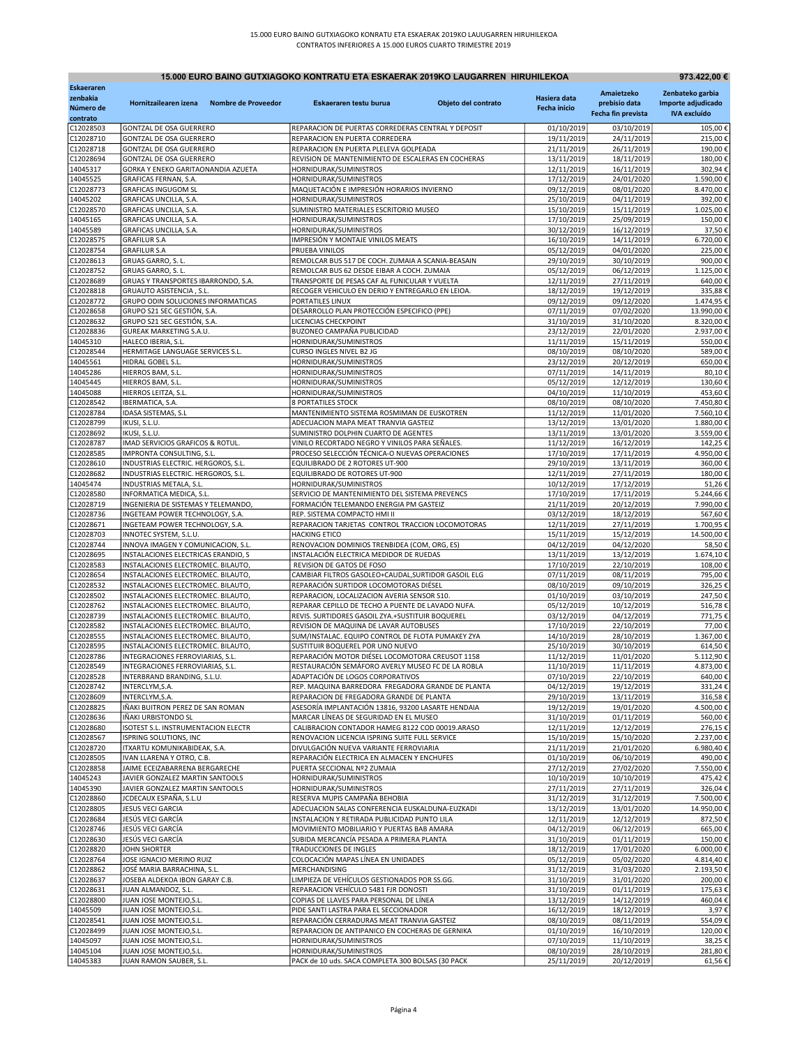15.000 EURO BAINO GUTXIAGOKO KONRATU ETA ESKAERAK 2019KO LAUGARREN HIRUHILEKOA
CONTRATOS INFERIORES A 15.000 EUROS CUARTO TRIMESTRE 2019

| 15.000 EURO BAINO GUTXIAGOKO KONTRATU ETA ESKAERAK 2019KO LAUGARREN HIRUHILEKOA | | | | | 973.422,00 € |
|---|---|---|---|---|---|
| Eskaeraren zenbakia Número de contrato | Hornitzailearen izena Nombre de Proveedor | Eskaeraren testu burua Objeto del contrato | Hasiera data Fecha inicio | Amaietzeko prebisio data Fecha fin prevista | Zenbateko garbia Importe adjudicado IVA excluído |
| C12028503 | GONTZAL DE OSA GUERRERO | REPARACION DE PUERTAS CORREDERAS CENTRAL Y DEPOSIT | 01/10/2019 | 03/10/2019 | 105,00 € |
| C12028710 | GONTZAL DE OSA GUERRERO | REPARACION EN PUERTA CORREDERA | 19/11/2019 | 24/11/2019 | 215,00 € |
| C12028718 | GONTZAL DE OSA GUERRERO | REPARACION EN PUERTA PLELEVA GOLPEADA | 21/11/2019 | 26/11/2019 | 190,00 € |
| C12028694 | GONTZAL DE OSA GUERRERO | REVISION DE MANTENIMIENTO DE ESCALERAS EN COCHERAS | 13/11/2019 | 18/11/2019 | 180,00 € |
| 14045317 | GORKA Y ENEKO GARITAONANDIA AZUETA | HORNIDURAK/SUMINISTROS | 12/11/2019 | 16/11/2019 | 302,94 € |
| 14045525 | GRAFICAS FERNAN, S.A. | HORNIDURAK/SUMINISTROS | 17/12/2019 | 24/01/2020 | 1.590,00 € |
| C12028773 | GRAFICAS INGUGOM SL | MAQUETACIÓN E IMPRESIÓN HORARIOS INVIERNO | 09/12/2019 | 08/01/2020 | 8.470,00 € |
| 14045202 | GRAFICAS UNCILLA, S.A. | HORNIDURAK/SUMINISTROS | 25/10/2019 | 04/11/2019 | 392,00 € |
| C12028570 | GRAFICAS UNCILLA, S.A. | SUMINISTRO MATERIALES ESCRITORIO MUSEO | 15/10/2019 | 15/11/2019 | 1.025,00 € |
| 14045165 | GRAFICAS UNCILLA, S.A. | HORNIDURAK/SUMINISTROS | 17/10/2019 | 25/09/2019 | 150,00 € |
| 14045589 | GRAFICAS UNCILLA, S.A. | HORNIDURAK/SUMINISTROS | 30/12/2019 | 16/12/2019 | 37,50 € |
| C12028575 | GRAFILUR S.A | IMPRESIÓN Y MONTAJE VINILOS MEATS | 16/10/2019 | 14/11/2019 | 6.720,00 € |
| C12028754 | GRAFILUR S.A | PRUEBA VINILOS | 05/12/2019 | 04/01/2020 | 225,00 € |
| C12028613 | GRUAS GARRO, S. L. | REMOLCAR BUS 517 DE COCH. ZUMAIA A SCANIA-BEASAIN | 29/10/2019 | 30/10/2019 | 900,00 € |
| C12028752 | GRUAS GARRO, S. L. | REMOLCAR BUS 62 DESDE EIBAR A COCH. ZUMAIA | 05/12/2019 | 06/12/2019 | 1.125,00 € |
| C12028689 | GRUAS Y TRANSPORTES IBARRONDO, S.A. | TRANSPORTE DE PESAS CAF AL FUNICULAR Y VUELTA | 12/11/2019 | 27/11/2019 | 640,00 € |
| C12028818 | GRUAUTO ASISTENCIA , S.L. | RECOGER VEHICULO EN DERIO Y ENTREGARLO EN LEIOA. | 18/12/2019 | 19/12/2019 | 335,88 € |
| C12028772 | GRUPO ODIN SOLUCIONES INFORMATICAS | PORTATILES LINUX | 09/12/2019 | 09/12/2020 | 1.474,95 € |
| C12028658 | GRUPO S21 SEC GESTIÓN, S.A. | DESARROLLO PLAN PROTECCIÓN ESPECIFICO (PPE) | 07/11/2019 | 07/02/2020 | 13.990,00 € |
| C12028632 | GRUPO S21 SEC GESTIÓN, S.A. | LICENCIAS CHECKPOINT | 31/10/2019 | 31/10/2020 | 8.320,00 € |
| C12028836 | GUREAK MARKETING S.A.U. | BUZONEO CAMPAÑA PUBLICIDAD | 23/12/2019 | 22/01/2020 | 2.937,00 € |
| 14045310 | HALECO IBERIA, S.L. | HORNIDURAK/SUMINISTROS | 11/11/2019 | 15/11/2019 | 550,00 € |
| C12028544 | HERMITAGE LANGUAGE SERVICES S.L. | CURSO INGLES NIVEL B2 JG | 08/10/2019 | 08/10/2020 | 589,00 € |
| 14045561 | HIDRAL GOBEL S.L. | HORNIDURAK/SUMINISTROS | 23/12/2019 | 20/12/2019 | 650,00 € |
| 14045286 | HIERROS BAM, S.L. | HORNIDURAK/SUMINISTROS | 07/11/2019 | 14/11/2019 | 80,10 € |
| 14045445 | HIERROS BAM, S.L. | HORNIDURAK/SUMINISTROS | 05/12/2019 | 12/12/2019 | 130,60 € |
| 14045088 | HIERROS LEITZA, S.L. | HORNIDURAK/SUMINISTROS | 04/10/2019 | 11/10/2019 | 453,60 € |
| C12028542 | IBERMATICA, S.A. | 8 PORTATILES STOCK | 08/10/2019 | 08/10/2020 | 7.450,80 € |
| C12028784 | IDASA SISTEMAS, S.L | MANTENIMIENTO SISTEMA ROSMIMAN DE EUSKOTREN | 11/12/2019 | 11/01/2020 | 7.560,10 € |
| C12028799 | IKUSI, S.L.U. | ADECUACION MAPA MEAT TRANVIA GASTEIZ | 13/12/2019 | 13/01/2020 | 1.880,00 € |
| C12028692 | IKUSI, S.L.U. | SUMINISTRO DOLPHIN CUARTO DE AGENTES | 13/11/2019 | 13/01/2020 | 3.559,00 € |
| C12028787 | IMAD SERVICIOS GRAFICOS & ROTUL. | VINILO RECORTADO NEGRO Y VINILOS PARA SEÑALES. | 11/12/2019 | 16/12/2019 | 142,25 € |
| C12028585 | IMPRONTA CONSULTING, S.L. | PROCESO SELECCIÓN TÉCNICA-O NUEVAS OPERACIONES | 17/10/2019 | 17/11/2019 | 4.950,00 € |
| C12028610 | INDUSTRIAS ELECTRIC. HERGOROS, S.L. | EQUILIBRADO DE 2 ROTORES UT-900 | 29/10/2019 | 13/11/2019 | 360,00 € |
| C12028682 | INDUSTRIAS ELECTRIC. HERGOROS, S.L. | EQUILIBRADO DE ROTORES UT-900 | 12/11/2019 | 27/11/2019 | 180,00 € |
| 14045474 | INDUSTRIAS METALA, S.L. | HORNIDURAK/SUMINISTROS | 10/12/2019 | 17/12/2019 | 51,26 € |
| C12028580 | INFORMATICA MEDICA, S.L. | SERVICIO DE MANTENIMIENTO DEL SISTEMA PREVENCS | 17/10/2019 | 17/11/2019 | 5.244,66 € |
| C12028719 | INGENIERIA DE SISTEMAS Y TELEMANDO, | FORMACIÓN TELEMANDO ENERGIA PM GASTEIZ | 21/11/2019 | 20/12/2019 | 7.990,00 € |
| C12028736 | INGETEAM POWER TECHNOLOGY, S.A. | REP. SISTEMA COMPACTO HMI II | 03/12/2019 | 18/12/2019 | 567,60 € |
| C12028671 | INGETEAM POWER TECHNOLOGY, S.A. | REPARACION TARJETAS CONTROL TRACCION LOCOMOTORAS | 12/11/2019 | 27/11/2019 | 1.700,95 € |
| C12028703 | INNOTEC SYSTEM, S.L.U. | HACKING ETICO | 15/11/2019 | 15/12/2019 | 14.500,00 € |
| C12028744 | INNOVA IMAGEN Y COMUNICACION, S.L. | RENOVACION DOMINIOS TRENBIDEA (COM, ORG, ES) | 04/12/2019 | 04/12/2020 | 58,50 € |
| C12028695 | INSTALACIONES ELECTRICAS ERANDIO, S | INSTALACIÓN ELECTRICA MEDIDOR DE RUEDAS | 13/11/2019 | 13/12/2019 | 1.674,10 € |
| C12028583 | INSTALACIONES ELECTROMEC. BILAUTO, | REVISION DE GATOS DE FOSO | 17/10/2019 | 22/10/2019 | 108,00 € |
| C12028654 | INSTALACIONES ELECTROMEC. BILAUTO, | CAMBIAR FILTROS GASOLEO+CAUDAL,SURTIDOR GASOIL ELG | 07/11/2019 | 08/11/2019 | 795,00 € |
| C12028532 | INSTALACIONES ELECTROMEC. BILAUTO, | REPARACIÓN SURTIDOR LOCOMOTORAS DIÉSEL | 08/10/2019 | 09/10/2019 | 326,25 € |
| C12028502 | INSTALACIONES ELECTROMEC. BILAUTO, | REPARACION, LOCALIZACION AVERIA SENSOR S10. | 01/10/2019 | 03/10/2019 | 247,50 € |
| C12028762 | INSTALACIONES ELECTROMEC. BILAUTO, | REPARAR CEPILLO DE TECHO A PUENTE DE LAVADO NUFA. | 05/12/2019 | 10/12/2019 | 516,78 € |
| C12028739 | INSTALACIONES ELECTROMEC. BILAUTO, | REVIS. SURTIDORES GASOIL ZYA.+SUSTITUIR BOQUEREL | 03/12/2019 | 04/12/2019 | 771,75 € |
| C12028582 | INSTALACIONES ELECTROMEC. BILAUTO, | REVISION DE MAQUINA DE LAVAR AUTOBUSES | 17/10/2019 | 22/10/2019 | 77,00 € |
| C12028555 | INSTALACIONES ELECTROMEC. BILAUTO, | SUM/INSTALAC. EQUIPO CONTROL DE FLOTA PUMAKEY ZYA | 14/10/2019 | 28/10/2019 | 1.367,00 € |
| C12028595 | INSTALACIONES ELECTROMEC. BILAUTO, | SUSTITUIR BOQUEREL POR UNO NUEVO | 25/10/2019 | 30/10/2019 | 614,50 € |
| C12028786 | INTEGRACIONES FERROVIARIAS, S.L. | REPARACIÓN MOTOR DIÉSEL LOCOMOTORA CREUSOT 1158 | 11/12/2019 | 11/01/2020 | 5.112,90 € |
| C12028549 | INTEGRACIONES FERROVIARIAS, S.L. | RESTAURACIÓN SEMÁFORO AVERLY MUSEO FC DE LA ROBLA | 11/10/2019 | 11/11/2019 | 4.873,00 € |
| C12028528 | INTERBRAND BRANDING, S.L.U. | ADAPTACIÓN DE LOGOS CORPORATIVOS | 07/10/2019 | 22/10/2019 | 640,00 € |
| C12028742 | INTERCLYM,S.A. | REP. MAQUINA BARREDORA FREGADORA GRANDE DE PLANTA | 04/12/2019 | 19/12/2019 | 331,24 € |
| C12028609 | INTERCLYM,S.A. | REPARACION DE FREGADORA GRANDE DE PLANTA | 29/10/2019 | 13/11/2019 | 316,58 € |
| C12028825 | IÑAKI BUITRON PEREZ DE SAN ROMAN | ASESORÍA IMPLANTACIÓN 13816, 93200 LASARTE HENDAIA | 19/12/2019 | 19/01/2020 | 4.500,00 € |
| C12028636 | IÑAKI URBISTONDO SL | MARCAR LÍNEAS DE SEGURIDAD EN EL MUSEO | 31/10/2019 | 01/11/2019 | 560,00 € |
| C12028680 | ISOTEST S.L. INSTRUMENTACION ELECTR | CALIBRACION CONTADOR HAMEG 8122 COD 00019.ARASO | 12/11/2019 | 12/12/2019 | 276,15 € |
| C12028567 | ISPRING SOLUTIONS, INC | RENOVACION LICENCIA ISPRING SUITE FULL SERVICE | 15/10/2019 | 15/10/2020 | 2.237,00 € |
| C12028720 | ITXARTU KOMUNIKABIDEAK, S.A. | DIVULGACIÓN NUEVA VARIANTE FERROVIARIA | 21/11/2019 | 21/01/2020 | 6.980,40 € |
| C12028505 | IVAN LLARENA Y OTRO, C.B. | REPARACIÓN ELECTRICA EN ALMACEN Y ENCHUFES | 01/10/2019 | 06/10/2019 | 490,00 € |
| C12028858 | JAIME ECEIZABARRENA BERGARECHE | PUERTA SECCIONAL Nº2 ZUMAIA | 27/12/2019 | 27/02/2020 | 7.550,00 € |
| 14045243 | JAVIER GONZALEZ MARTIN SANTOOLS | HORNIDURAK/SUMINISTROS | 10/10/2019 | 10/10/2019 | 475,42 € |
| 14045390 | JAVIER GONZALEZ MARTIN SANTOOLS | HORNIDURAK/SUMINISTROS | 27/11/2019 | 27/11/2019 | 326,04 € |
| C12028860 | JCDECAUX ESPAÑA, S.L.U | RESERVA MUPIS CAMPAÑA BEHOBIA | 31/12/2019 | 31/12/2019 | 7.500,00 € |
| C12028805 | JESUS VECI GARCIA | ADECUACION SALAS CONFERENCIA EUSKALDUNA-EUZKADI | 13/12/2019 | 13/01/2020 | 14.950,00 € |
| C12028684 | JESÚS VECI GARCÍA | INSTALACION Y RETIRADA PUBLICIDAD PUNTO LILA | 12/11/2019 | 12/12/2019 | 872,50 € |
| C12028746 | JESÚS VECI GARCÍA | MOVIMIENTO MOBILIARIO Y PUERTAS BAB AMARA | 04/12/2019 | 06/12/2019 | 665,00 € |
| C12028630 | JESÚS VECI GARCÍA | SUBIDA MERCANCÍA PESADA A PRIMERA PLANTA | 31/10/2019 | 01/11/2019 | 150,00 € |
| C12028820 | JOHN SHORTER | TRADUCCIONES DE INGLES | 18/12/2019 | 17/01/2020 | 6.000,00 € |
| C12028764 | JOSE IGNACIO MERINO RUIZ | COLOCACIÓN MAPAS LÍNEA EN UNIDADES | 05/12/2019 | 05/02/2020 | 4.814,40 € |
| C12028862 | JOSÉ MARIA BARRACHINA, S.L. | MERCHANDISING | 31/12/2019 | 31/03/2020 | 2.193,50 € |
| C12028637 | JOSEBA ALDEKOA IBON GARAY C.B. | LIMPIEZA DE VEHÍCULOS GESTIONADOS POR SS.GG. | 31/10/2019 | 31/01/2020 | 200,00 € |
| C12028631 | JUAN ALMANDOZ, S.L. | REPARACION VEHÍCULO 5481 FJR DONOSTI | 31/10/2019 | 01/11/2019 | 175,63 € |
| C12028800 | JUAN JOSE MONTEJO,S.L. | COPIAS DE LLAVES PARA PERSONAL DE LÍNEA | 13/12/2019 | 14/12/2019 | 460,04 € |
| 14045509 | JUAN JOSE MONTEJO,S.L. | PIDE SANTI LASTRA PARA EL SECCIONADOR | 16/12/2019 | 18/12/2019 | 3,97 € |
| C12028541 | JUAN JOSE MONTEJO,S.L. | REPARACIÓN CERRADURAS MEAT TRANVIA GASTEIZ | 08/10/2019 | 08/11/2019 | 554,09 € |
| C12028499 | JUAN JOSE MONTEJO,S.L. | REPARACION DE ANTIPANICO EN COCHERAS DE GERNIKA | 01/10/2019 | 16/10/2019 | 120,00 € |
| 14045097 | JUAN JOSE MONTEJO,S.L. | HORNIDURAK/SUMINISTROS | 07/10/2019 | 11/10/2019 | 38,25 € |
| 14045104 | JUAN JOSE MONTEJO,S.L. | HORNIDURAK/SUMINISTROS | 08/10/2019 | 28/10/2019 | 281,80 € |
| 14045383 | JUAN RAMON SAUBER, S.L. | PACK de 10 uds. SACA COMPLETA 300 BOLSAS (30 PACK | 25/11/2019 | 20/12/2019 | 61,56 € |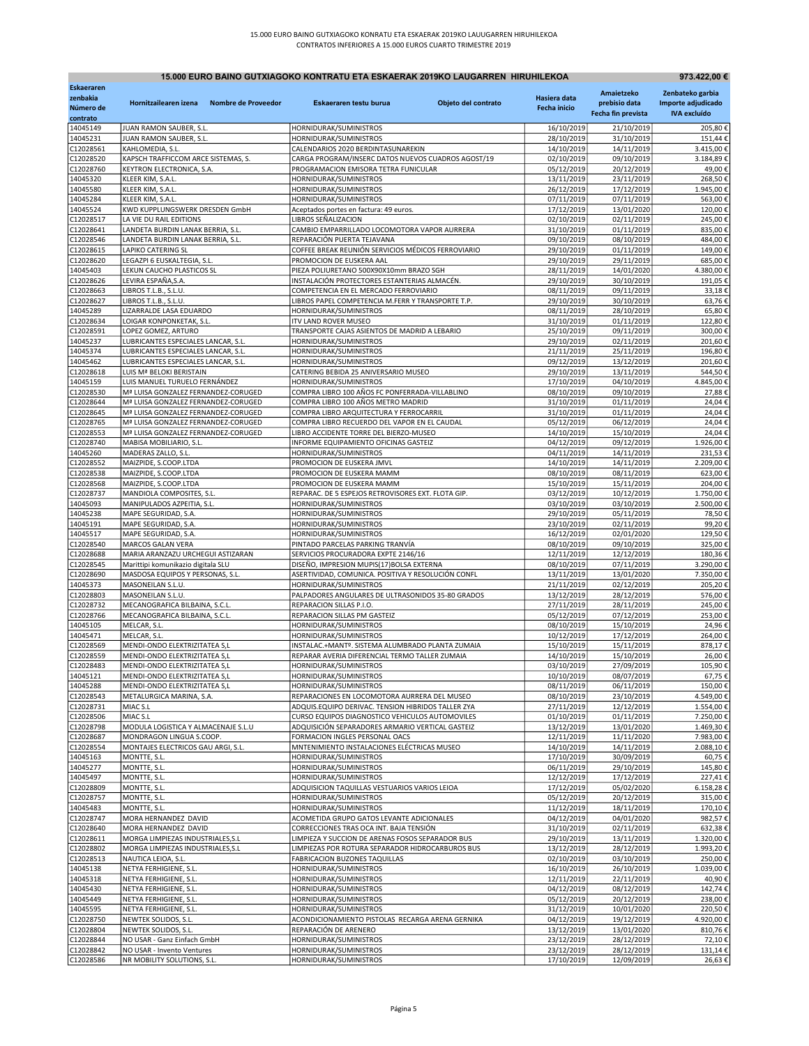15.000 EURO BAINO GUTXIAGOKO KONRATU ETA ESKAERAK 2019KO LAUUGARREN HIRUHILEKOA
CONTRATOS INFERIORES A 15.000 EUROS CUARTO TRIMESTRE 2019

| 15.000 EURO BAINO GUTXIAGOKO KONTRATU ETA ESKAERAK 2019KO LAUGARREN HIRUHILEKOA | | | | | 973.422,00 € |
|---|---|---|---|---|---|
| Eskaeraren zenbakia Número de contrato | Hornitzailearen izena Nombre de Proveedor | Eskaeraren testu burua Objeto del contrato | Hasiera data Fecha inicio | Amaietzeko prebisio data Fecha fin prevista | Zenbateko garbia Importe adjudicado IVA excluído |
| 14045149 | JUAN RAMON SAUBER, S.L. | HORNIDURAK/SUMINISTROS | 16/10/2019 | 21/10/2019 | 205,80 € |
| 14045231 | JUAN RAMON SAUBER, S.L. | HORNIDURAK/SUMINISTROS | 28/10/2019 | 31/10/2019 | 151,44 € |
| C12028561 | KAHLOMEDIA, S.L. | CALENDARIOS 2020 BERDINTASUNAREKIN | 14/10/2019 | 14/11/2019 | 3.415,00 € |
| C12028520 | KAPSCH TRAFFICCOM ARCE SISTEMAS, S. | CARGA PROGRAM/INSERC DATOS NUEVOS CUADROS AGOST/19 | 02/10/2019 | 09/10/2019 | 3.184,89 € |
| C12028760 | KEYTRON ELECTRONICA, S.A. | PROGRAMACION EMISORA TETRA FUNICULAR | 05/12/2019 | 20/12/2019 | 49,00 € |
| 14045320 | KLEER KIM, S.A.L. | HORNIDURAK/SUMINISTROS | 13/11/2019 | 23/11/2019 | 268,50 € |
| 14045580 | KLEER KIM, S.A.L. | HORNIDURAK/SUMINISTROS | 26/12/2019 | 17/12/2019 | 1.945,00 € |
| 14045284 | KLEER KIM, S.A.L. | HORNIDURAK/SUMINISTROS | 07/11/2019 | 07/11/2019 | 563,00 € |
| 14045524 | KWD KUPPLUNGSWERK DRESDEN GmbH | Aceptados portes en factura: 49 euros. | 17/12/2019 | 13/01/2020 | 120,00 € |
| C12028517 | LA VIE DU RAIL EDITIONS | LIBROS SEÑALIZACION | 02/10/2019 | 02/11/2019 | 245,00 € |
| C12028641 | LANDETA BURDIN LANAK BERRIA, S.L. | CAMBIO EMPARRILLADO LOCOMOTORA VAPOR AURRERA | 31/10/2019 | 01/11/2019 | 835,00 € |
| C12028546 | LANDETA BURDIN LANAK BERRIA, S.L. | REPARACIÓN PUERTA TEJAVANA | 09/10/2019 | 08/10/2019 | 484,00 € |
| C12028615 | LAPIKO CATERING SL | COFFEE BREAK REUNIÓN SERVICIOS MÉDICOS FERROVIARIO | 29/10/2019 | 01/11/2019 | 149,00 € |
| C12028620 | LEGAZPI 6 EUSKALTEGIA, S.L. | PROMOCION DE EUSKERA AAL | 29/10/2019 | 29/11/2019 | 685,00 € |
| 14045403 | LEKUN CAUCHO PLASTICOS SL | PIEZA POLIURETANO 500X90X10mm BRAZO SGH | 28/11/2019 | 14/01/2020 | 4.380,00 € |
| C12028626 | LEVIRA ESPAÑA,S.A. | INSTALACIÓN PROTECTORES ESTANTERIAS ALMACÉN. | 29/10/2019 | 30/10/2019 | 191,05 € |
| C12028663 | LIBROS T.L.B., S.L.U. | COMPETENCIA EN EL MERCADO FERROVIARIO | 08/11/2019 | 09/11/2019 | 33,18 € |
| C12028627 | LIBROS T.L.B., S.L.U. | LIBROS PAPEL COMPETENCIA M.FERR Y TRANSPORTE T.P. | 29/10/2019 | 30/10/2019 | 63,76 € |
| 14045289 | LIZARRALDE LASA EDUARDO | HORNIDURAK/SUMINISTROS | 08/11/2019 | 28/10/2019 | 65,80 € |
| C12028634 | LOIGAR KONPONKETAK, S.L. | ITV LAND ROVER MUSEO | 31/10/2019 | 01/11/2019 | 122,80 € |
| C12028591 | LOPEZ GOMEZ, ARTURO | TRANSPORTE CAJAS ASIENTOS DE MADRID A LEBARIO | 25/10/2019 | 09/11/2019 | 300,00 € |
| 14045237 | LUBRICANTES ESPECIALES LANCAR, S.L. | HORNIDURAK/SUMINISTROS | 29/10/2019 | 02/11/2019 | 201,60 € |
| 14045374 | LUBRICANTES ESPECIALES LANCAR, S.L. | HORNIDURAK/SUMINISTROS | 21/11/2019 | 25/11/2019 | 196,80 € |
| 14045462 | LUBRICANTES ESPECIALES LANCAR, S.L. | HORNIDURAK/SUMINISTROS | 09/12/2019 | 13/12/2019 | 201,60 € |
| C12028618 | LUIS Mª BELOKI BERISTAIN | CATERING BEBIDA 25 ANIVERSARIO MUSEO | 29/10/2019 | 13/11/2019 | 544,50 € |
| 14045159 | LUIS MANUEL TURUELO FERNÁNDEZ | HORNIDURAK/SUMINISTROS | 17/10/2019 | 04/10/2019 | 4.845,00 € |
| C12028530 | Mª LUISA GONZALEZ FERNANDEZ-CORUGED | COMPRA LIBRO 100 AÑOS FC PONFERRADA-VILLABLINO | 08/10/2019 | 09/10/2019 | 27,88 € |
| C12028644 | Mª LUISA GONZALEZ FERNANDEZ-CORUGED | COMPRA LIBRO 100 AÑOS METRO MADRID | 31/10/2019 | 01/11/2019 | 24,04 € |
| C12028645 | Mª LUISA GONZALEZ FERNANDEZ-CORUGED | COMPRA LIBRO ARQUITECTURA Y FERROCARRIL | 31/10/2019 | 01/11/2019 | 24,04 € |
| C12028765 | Mª LUISA GONZALEZ FERNANDEZ-CORUGED | COMPRA LIBRO RECUERDO DEL VAPOR EN EL CAUDAL | 05/12/2019 | 06/12/2019 | 24,04 € |
| C12028553 | Mª LUISA GONZALEZ FERNANDEZ-CORUGED | LIBRO ACCIDENTE TORRE DEL BIERZO-MUSEO | 14/10/2019 | 15/10/2019 | 24,04 € |
| C12028740 | MABISA MOBILIARIO, S.L. | INFORME EQUIPAMIENTO OFICINAS GASTEIZ | 04/12/2019 | 09/12/2019 | 1.926,00 € |
| 14045260 | MADERAS ZALLO, S.L. | HORNIDURAK/SUMINISTROS | 04/11/2019 | 14/11/2019 | 231,53 € |
| C12028552 | MAIZPIDE, S.COOP.LTDA | PROMOCION DE EUSKERA JMVL | 14/10/2019 | 14/11/2019 | 2.209,00 € |
| C12028538 | MAIZPIDE, S.COOP.LTDA | PROMOCION DE EUSKERA MAMM | 08/10/2019 | 08/11/2019 | 623,00 € |
| C12028568 | MAIZPIDE, S.COOP.LTDA | PROMOCION DE EUSKERA MAMM | 15/10/2019 | 15/11/2019 | 204,00 € |
| C12028737 | MANDIOLA COMPOSITES, S.L. | REPARAC. DE 5 ESPEJOS RETROVISORES EXT. FLOTA GIP. | 03/12/2019 | 10/12/2019 | 1.750,00 € |
| 14045093 | MANIPULADOS AZPEITIA, S.L. | HORNIDURAK/SUMINISTROS | 03/10/2019 | 03/10/2019 | 2.500,00 € |
| 14045238 | MAPE SEGURIDAD, S.A. | HORNIDURAK/SUMINISTROS | 29/10/2019 | 05/11/2019 | 78,50 € |
| 14045191 | MAPE SEGURIDAD, S.A. | HORNIDURAK/SUMINISTROS | 23/10/2019 | 02/11/2019 | 99,20 € |
| 14045517 | MAPE SEGURIDAD, S.A. | HORNIDURAK/SUMINISTROS | 16/12/2019 | 02/01/2020 | 129,50 € |
| C12028540 | MARCOS GALAN VERA | PINTADO PARCELAS PARKING TRANVÍA | 08/10/2019 | 09/10/2019 | 325,00 € |
| C12028688 | MARIA ARANZAZU URCHEGUI ASTIZARAN | SERVICIOS PROCURADORA EXPTE 2146/16 | 12/11/2019 | 12/12/2019 | 180,36 € |
| C12028545 | Marittipi komunikazio digitala SLU | DISEÑO, IMPRESION MUPIS(17)BOLSA EXTERNA | 08/10/2019 | 07/11/2019 | 3.290,00 € |
| C12028690 | MASDOSA EQUIPOS Y PERSONAS, S.L. | ASERTIVIDAD, COMUNICA. POSITIVA Y RESOLUCIÓN CONFL | 13/11/2019 | 13/01/2020 | 7.350,00 € |
| 14045373 | MASONEILAN S.L.U. | HORNIDURAK/SUMINISTROS | 21/11/2019 | 02/12/2019 | 205,20 € |
| C12028803 | MASONEILAN S.L.U. | PALPADORES ANGULARES DE ULTRASONIDOS 35-80 GRADOS | 13/12/2019 | 28/12/2019 | 576,00 € |
| C12028732 | MECANOGRAFICA BILBAINA, S.C.L. | REPARACION SILLAS P.I.O. | 27/11/2019 | 28/11/2019 | 245,00 € |
| C12028766 | MECANOGRAFICA BILBAINA, S.C.L. | REPARACION SILLAS PM GASTEIZ | 05/12/2019 | 07/12/2019 | 253,00 € |
| 14045105 | MELCAR, S.L. | HORNIDURAK/SUMINISTROS | 08/10/2019 | 15/10/2019 | 24,96 € |
| 14045471 | MELCAR, S.L. | HORNIDURAK/SUMINISTROS | 10/12/2019 | 17/12/2019 | 264,00 € |
| C12028569 | MENDI-ONDO ELEKTRIZITATEA S,L | INSTALAC.+MANTº. SISTEMA ALUMBRADO PLANTA ZUMAIA | 15/10/2019 | 15/11/2019 | 878,17 € |
| C12028559 | MENDI-ONDO ELEKTRIZITATEA S,L | REPARAR AVERIA DIFERENCIAL TERMO TALLER ZUMAIA | 14/10/2019 | 15/10/2019 | 26,00 € |
| C12028483 | MENDI-ONDO ELEKTRIZITATEA S,L | HORNIDURAK/SUMINISTROS | 03/10/2019 | 27/09/2019 | 105,90 € |
| 14045121 | MENDI-ONDO ELEKTRIZITATEA S,L | HORNIDURAK/SUMINISTROS | 10/10/2019 | 08/07/2019 | 67,75 € |
| 14045288 | MENDI-ONDO ELEKTRIZITATEA S,L | HORNIDURAK/SUMINISTROS | 08/11/2019 | 06/11/2019 | 150,00 € |
| C12028543 | METALURGICA MARINA, S.A. | REPARACIONES EN LOCOMOTORA AURRERA DEL MUSEO | 08/10/2019 | 23/10/2019 | 4.549,00 € |
| C12028731 | MIAC S.L | ADQUIS.EQUIPO DERIVAC. TENSION HIBRIDOS TALLER ZYA | 27/11/2019 | 12/12/2019 | 1.554,00 € |
| C12028506 | MIAC S.L | CURSO EQUIPOS DIAGNOSTICO VEHICULOS AUTOMOVILES | 01/10/2019 | 01/11/2019 | 7.250,00 € |
| C12028798 | MODULA LOGISTICA Y ALMACENAJE S.L.U | ADQUISICIÓN SEPARADORES ARMARIO VERTICAL GASTEIZ | 13/12/2019 | 13/01/2020 | 1.469,30 € |
| C12028687 | MONDRAGON LINGUA S.COOP. | FORMACION INGLES PERSONAL OACS | 12/11/2019 | 11/11/2020 | 7.983,00 € |
| C12028554 | MONTAJES ELECTRICOS GAU ARGI, S.L. | MNTENIMIENTO INSTALACIONES ELÉCTRICAS MUSEO | 14/10/2019 | 14/11/2019 | 2.088,10 € |
| 14045163 | MONTTE, S.L. | HORNIDURAK/SUMINISTROS | 17/10/2019 | 30/09/2019 | 60,75 € |
| 14045277 | MONTTE, S.L. | HORNIDURAK/SUMINISTROS | 06/11/2019 | 29/10/2019 | 145,80 € |
| 14045497 | MONTTE, S.L. | HORNIDURAK/SUMINISTROS | 12/12/2019 | 17/12/2019 | 227,41 € |
| C12028809 | MONTTE, S.L. | ADQUISICION TAQUILLAS VESTUARIOS VARIOS LEIOA | 17/12/2019 | 05/02/2020 | 6.158,28 € |
| C12028757 | MONTTE, S.L. | HORNIDURAK/SUMINISTROS | 05/12/2019 | 20/12/2019 | 315,00 € |
| 14045483 | MONTTE, S.L. | HORNIDURAK/SUMINISTROS | 11/12/2019 | 18/11/2019 | 170,10 € |
| C12028747 | MORA HERNANDEZ DAVID | ACOMETIDA GRUPO GATOS LEVANTE ADICIONALES | 04/12/2019 | 04/01/2020 | 982,57 € |
| C12028640 | MORA HERNANDEZ DAVID | CORRECCIONES TRAS OCA INT. BAJA TENSIÓN | 31/10/2019 | 02/11/2019 | 632,38 € |
| C12028611 | MORGA LIMPIEZAS INDUSTRIALES,S.L | LIMPIEZA Y SUCCION DE ARENAS FOSOS SEPARADOR BUS | 29/10/2019 | 13/11/2019 | 1.320,00 € |
| C12028802 | MORGA LIMPIEZAS INDUSTRIALES,S.L | LIMPIEZAS POR ROTURA SEPARADOR HIDROCARBUROS BUS | 13/12/2019 | 28/12/2019 | 1.993,20 € |
| C12028513 | NAUTICA LEIOA, S.L. | FABRICACION BUZONES TAQUILLAS | 02/10/2019 | 03/10/2019 | 250,00 € |
| 14045138 | NETYA FERHIGIENE, S.L. | HORNIDURAK/SUMINISTROS | 16/10/2019 | 26/10/2019 | 1.039,00 € |
| 14045318 | NETYA FERHIGIENE, S.L. | HORNIDURAK/SUMINISTROS | 12/11/2019 | 22/11/2019 | 40,90 € |
| 14045430 | NETYA FERHIGIENE, S.L. | HORNIDURAK/SUMINISTROS | 04/12/2019 | 08/12/2019 | 142,74 € |
| 14045449 | NETYA FERHIGIENE, S.L. | HORNIDURAK/SUMINISTROS | 05/12/2019 | 20/12/2019 | 238,00 € |
| 14045595 | NETYA FERHIGIENE, S.L. | HORNIDURAK/SUMINISTROS | 31/12/2019 | 10/01/2020 | 220,50 € |
| C12028750 | NEWTEK SOLIDOS, S.L. | ACONDICIONAMIENTO PISTOLAS RECARGA ARENA GERNIKA | 04/12/2019 | 19/12/2019 | 4.920,00 € |
| C12028804 | NEWTEK SOLIDOS, S.L. | REPARACIÓN DE ARENERO | 13/12/2019 | 13/01/2020 | 810,76 € |
| C12028844 | NO USAR - Ganz Einfach GmbH | HORNIDURAK/SUMINISTROS | 23/12/2019 | 28/12/2019 | 72,10 € |
| C12028842 | NO USAR - Invento Ventures | HORNIDURAK/SUMINISTROS | 23/12/2019 | 28/12/2019 | 131,14 € |
| C12028586 | NR MOBILITY SOLUTIONS, S.L. | HORNIDURAK/SUMINISTROS | 17/10/2019 | 12/09/2019 | 26,63 € |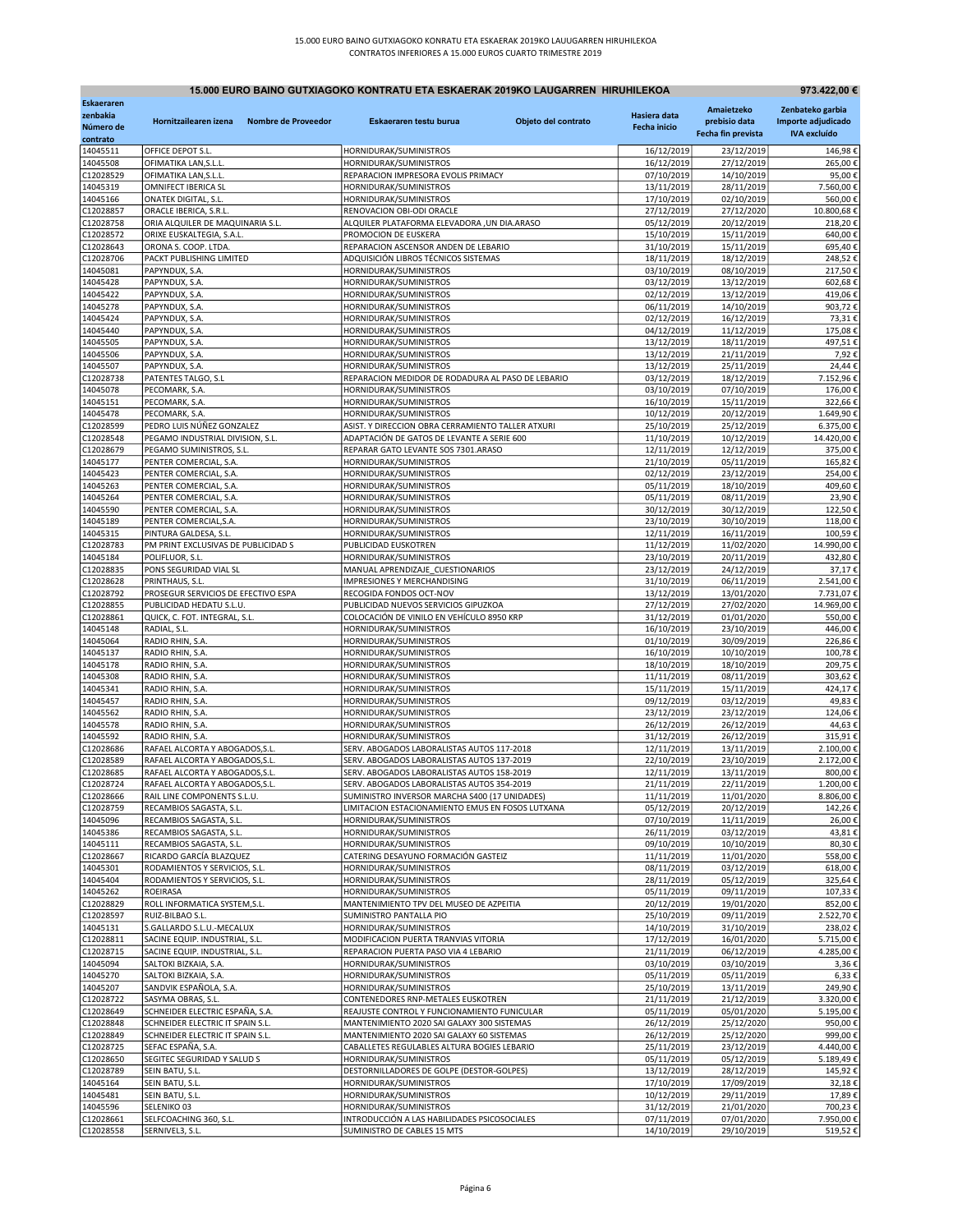15.000 EURO BAINO GUTXIAGOKO KONRATU ETA ESKAERAK 2019KO LAUUGARREN HIRUHILEKOA
CONTRATOS INFERIORES A 15.000 EUROS CUARTO TRIMESTRE 2019

| 15.000 EURO BAINO GUTXIAGOKO KONTRATU ETA ESKAERAK 2019KO LAUGARREN HIRUHILEKOA | | | | | 973.422,00 € |
|---|---|---|---|---|---|
| Eskaeraren zenbakia Número de contrato | Hornitzailearen izena Nombre de Proveedor | Eskaeraren testu burua Objeto del contrato | Hasiera data Fecha inicio | Amaietzeko prebisio data Fecha fin prevista | Zenbateko garbia Importe adjudicado IVA excluido |
| 14045511 | OFFICE DEPOT S.L. | HORNIDURAK/SUMINISTROS | 16/12/2019 | 23/12/2019 | 146,98 € |
| 14045508 | OFIMATIKA LAN,S.L.L. | HORNIDURAK/SUMINISTROS | 16/12/2019 | 27/12/2019 | 265,00 € |
| C12028529 | OFIMATIKA LAN,S.L.L. | REPARACION IMPRESORA EVOLIS PRIMACY | 07/10/2019 | 14/10/2019 | 95,00 € |
| 14045319 | OMNIFECT IBERICA SL | HORNIDURAK/SUMINISTROS | 13/11/2019 | 28/11/2019 | 7.560,00 € |
| 14045166 | ONATEK DIGITAL, S.L. | HORNIDURAK/SUMINISTROS | 17/10/2019 | 02/10/2019 | 560,00 € |
| C12028857 | ORACLE IBERICA, S.R.L. | RENOVACION OBI-ODI ORACLE | 27/12/2019 | 27/12/2020 | 10.800,68 € |
| C12028758 | ORIA ALQUILER DE MAQUINARIA S.L. | ALQUILER PLATAFORMA ELEVADORA ,UN DIA.ARASO | 05/12/2019 | 20/12/2019 | 218,20 € |
| C12028572 | ORIXE EUSKALTEGIA, S.A.L. | PROMOCION DE EUSKERA | 15/10/2019 | 15/11/2019 | 640,00 € |
| C12028643 | ORONA S. COOP. LTDA. | REPARACION ASCENSOR ANDEN DE LEBARIO | 31/10/2019 | 15/11/2019 | 695,40 € |
| C12028706 | PACKT PUBLISHING LIMITED | ADQUISICIÓN LIBROS TÉCNICOS SISTEMAS | 18/11/2019 | 18/12/2019 | 248,52 € |
| 14045081 | PAPYNDUX, S.A. | HORNIDURAK/SUMINISTROS | 03/10/2019 | 08/10/2019 | 217,50 € |
| 14045428 | PAPYNDUX, S.A. | HORNIDURAK/SUMINISTROS | 03/12/2019 | 13/12/2019 | 602,68 € |
| 14045422 | PAPYNDUX, S.A. | HORNIDURAK/SUMINISTROS | 02/12/2019 | 13/12/2019 | 419,06 € |
| 14045278 | PAPYNDUX, S.A. | HORNIDURAK/SUMINISTROS | 06/11/2019 | 14/10/2019 | 903,72 € |
| 14045424 | PAPYNDUX, S.A. | HORNIDURAK/SUMINISTROS | 02/12/2019 | 16/12/2019 | 73,31 € |
| 14045440 | PAPYNDUX, S.A. | HORNIDURAK/SUMINISTROS | 04/12/2019 | 11/12/2019 | 175,08 € |
| 14045505 | PAPYNDUX, S.A. | HORNIDURAK/SUMINISTROS | 13/12/2019 | 18/11/2019 | 497,51 € |
| 14045506 | PAPYNDUX, S.A. | HORNIDURAK/SUMINISTROS | 13/12/2019 | 21/11/2019 | 7,92 € |
| 14045507 | PAPYNDUX, S.A. | HORNIDURAK/SUMINISTROS | 13/12/2019 | 25/11/2019 | 24,44 € |
| C12028738 | PATENTES TALGO, S.L | REPARACION MEDIDOR DE RODADURA AL PASO DE LEBARIO | 03/12/2019 | 18/12/2019 | 7.152,96 € |
| 14045078 | PECOMARK, S.A. | HORNIDURAK/SUMINISTROS | 03/10/2019 | 07/10/2019 | 176,00 € |
| 14045151 | PECOMARK, S.A. | HORNIDURAK/SUMINISTROS | 16/10/2019 | 15/11/2019 | 322,66 € |
| 14045478 | PECOMARK, S.A. | HORNIDURAK/SUMINISTROS | 10/12/2019 | 20/12/2019 | 1.649,90 € |
| C12028599 | PEDRO LUIS NÚÑEZ GONZALEZ | ASIST. Y DIRECCION OBRA CERRAMIENTO TALLER ATXURI | 25/10/2019 | 25/12/2019 | 6.375,00 € |
| C12028548 | PEGAMO INDUSTRIAL DIVISION, S.L. | ADAPTACIÓN DE GATOS DE LEVANTE A SERIE 600 | 11/10/2019 | 10/12/2019 | 14.420,00 € |
| C12028679 | PEGAMO SUMINISTROS, S.L. | REPARAR GATO LEVANTE SOS 7301.ARASO | 12/11/2019 | 12/12/2019 | 375,00 € |
| 14045177 | PENTER COMERCIAL, S.A. | HORNIDURAK/SUMINISTROS | 21/10/2019 | 05/11/2019 | 165,82 € |
| 14045423 | PENTER COMERCIAL, S.A. | HORNIDURAK/SUMINISTROS | 02/12/2019 | 23/12/2019 | 254,00 € |
| 14045263 | PENTER COMERCIAL, S.A. | HORNIDURAK/SUMINISTROS | 05/11/2019 | 18/10/2019 | 409,60 € |
| 14045264 | PENTER COMERCIAL, S.A. | HORNIDURAK/SUMINISTROS | 05/11/2019 | 08/11/2019 | 23,90 € |
| 14045590 | PENTER COMERCIAL, S.A. | HORNIDURAK/SUMINISTROS | 30/12/2019 | 30/12/2019 | 122,50 € |
| 14045189 | PENTER COMERCIAL,S.A. | HORNIDURAK/SUMINISTROS | 23/10/2019 | 30/10/2019 | 118,00 € |
| 14045315 | PINTURA GALDESA, S.L. | HORNIDURAK/SUMINISTROS | 12/11/2019 | 16/11/2019 | 100,59 € |
| C12028783 | PM PRINT EXCLUSIVAS DE PUBLICIDAD S | PUBLICIDAD EUSKOTREN | 11/12/2019 | 11/02/2020 | 14.990,00 € |
| 14045184 | POLIFLUOR, S.L. | HORNIDURAK/SUMINISTROS | 23/10/2019 | 20/11/2019 | 432,80 € |
| C12028835 | PONS SEGURIDAD VIAL SL | MANUAL APRENDIZAJE_CUESTIONARIOS | 23/12/2019 | 24/12/2019 | 37,17 € |
| C12028628 | PRINTHAUS, S.L. | IMPRESIONES Y MERCHANDISING | 31/10/2019 | 06/11/2019 | 2.541,00 € |
| C12028792 | PROSEGUR SERVICIOS DE EFECTIVO ESPA | RECOGIDA FONDOS OCT-NOV | 13/12/2019 | 13/01/2020 | 7.731,07 € |
| C12028855 | PUBLICIDAD HEDATU S.L.U. | PUBLICIDAD NUEVOS SERVICIOS GIPUZKOA | 27/12/2019 | 27/02/2020 | 14.969,00 € |
| C12028861 | QUICK, C. FOT. INTEGRAL, S.L. | COLOCACIÓN DE VINILO EN VEHÍCULO 8950 KRP | 31/12/2019 | 01/01/2020 | 550,00 € |
| 14045148 | RADIAL, S.L. | HORNIDURAK/SUMINISTROS | 16/10/2019 | 23/10/2019 | 446,00 € |
| 14045064 | RADIO RHIN, S.A. | HORNIDURAK/SUMINISTROS | 01/10/2019 | 30/09/2019 | 226,86 € |
| 14045137 | RADIO RHIN, S.A. | HORNIDURAK/SUMINISTROS | 16/10/2019 | 10/10/2019 | 100,78 € |
| 14045178 | RADIO RHIN, S.A. | HORNIDURAK/SUMINISTROS | 18/10/2019 | 18/10/2019 | 209,75 € |
| 14045308 | RADIO RHIN, S.A. | HORNIDURAK/SUMINISTROS | 11/11/2019 | 08/11/2019 | 303,62 € |
| 14045341 | RADIO RHIN, S.A. | HORNIDURAK/SUMINISTROS | 15/11/2019 | 15/11/2019 | 424,17 € |
| 14045457 | RADIO RHIN, S.A. | HORNIDURAK/SUMINISTROS | 09/12/2019 | 03/12/2019 | 49,83 € |
| 14045562 | RADIO RHIN, S.A. | HORNIDURAK/SUMINISTROS | 23/12/2019 | 23/12/2019 | 124,06 € |
| 14045578 | RADIO RHIN, S.A. | HORNIDURAK/SUMINISTROS | 26/12/2019 | 26/12/2019 | 44,63 € |
| 14045592 | RADIO RHIN, S.A. | HORNIDURAK/SUMINISTROS | 31/12/2019 | 26/12/2019 | 315,91 € |
| C12028686 | RAFAEL ALCORTA Y ABOGADOS,S.L. | SERV. ABOGADOS LABORALISTAS AUTOS 117-2018 | 12/11/2019 | 13/11/2019 | 2.100,00 € |
| C12028589 | RAFAEL ALCORTA Y ABOGADOS,S.L. | SERV. ABOGADOS LABORALISTAS AUTOS 137-2019 | 22/10/2019 | 23/10/2019 | 2.172,00 € |
| C12028685 | RAFAEL ALCORTA Y ABOGADOS,S.L. | SERV. ABOGADOS LABORALISTAS AUTOS 158-2019 | 12/11/2019 | 13/11/2019 | 800,00 € |
| C12028724 | RAFAEL ALCORTA Y ABOGADOS,S.L. | SERV. ABOGADOS LABORALISTAS AUTOS 354-2019 | 21/11/2019 | 22/11/2019 | 1.200,00 € |
| C12028666 | RAIL LINE COMPONENTS S.L.U. | SUMINISTRO INVERSOR MARCHA S400 (17 UNIDADES) | 11/11/2019 | 11/01/2020 | 8.806,00 € |
| C12028759 | RECAMBIOS SAGASTA, S.L. | LIMITACION ESTACIONAMIENTO EMUS EN FOSOS LUTXANA | 05/12/2019 | 20/12/2019 | 142,26 € |
| 14045096 | RECAMBIOS SAGASTA, S.L. | HORNIDURAK/SUMINISTROS | 07/10/2019 | 11/11/2019 | 26,00 € |
| 14045386 | RECAMBIOS SAGASTA, S.L. | HORNIDURAK/SUMINISTROS | 26/11/2019 | 03/12/2019 | 43,81 € |
| 14045111 | RECAMBIOS SAGASTA, S.L. | HORNIDURAK/SUMINISTROS | 09/10/2019 | 10/10/2019 | 80,30 € |
| C12028667 | RICARDO GARCÍA BLAZQUEZ | CATERING DESAYUNO FORMACIÓN GASTEIZ | 11/11/2019 | 11/01/2020 | 558,00 € |
| 14045301 | RODAMIENTOS Y SERVICIOS, S.L. | HORNIDURAK/SUMINISTROS | 08/11/2019 | 03/12/2019 | 618,00 € |
| 14045404 | RODAMIENTOS Y SERVICIOS, S.L. | HORNIDURAK/SUMINISTROS | 28/11/2019 | 05/12/2019 | 325,64 € |
| 14045262 | ROEIRASA | HORNIDURAK/SUMINISTROS | 05/11/2019 | 09/11/2019 | 107,33 € |
| C12028829 | ROLL INFORMATICA SYSTEM,S.L. | MANTENIMIENTO TPV DEL MUSEO DE AZPEITIA | 20/12/2019 | 19/01/2020 | 852,00 € |
| C12028597 | RUIZ-BILBAO S.L. | SUMINISTRO PANTALLA PIO | 25/10/2019 | 09/11/2019 | 2.522,70 € |
| 14045131 | S.GALLARDO S.L.U.-MECALUX | HORNIDURAK/SUMINISTROS | 14/10/2019 | 31/10/2019 | 238,02 € |
| C12028811 | SACINE EQUIP. INDUSTRIAL, S.L. | MODIFICACION PUERTA TRANVIAS VITORIA | 17/12/2019 | 16/01/2020 | 5.715,00 € |
| C12028715 | SACINE EQUIP. INDUSTRIAL, S.L. | REPARACION PUERTA PASO VIA 4 LEBARIO | 21/11/2019 | 06/12/2019 | 4.285,00 € |
| 14045094 | SALTOKI BIZKAIA, S.A. | HORNIDURAK/SUMINISTROS | 03/10/2019 | 03/10/2019 | 3,36 € |
| 14045270 | SALTOKI BIZKAIA, S.A. | HORNIDURAK/SUMINISTROS | 05/11/2019 | 05/11/2019 | 6,33 € |
| 14045207 | SANDVIK ESPAÑOLA, S.A. | HORNIDURAK/SUMINISTROS | 25/10/2019 | 13/11/2019 | 249,90 € |
| C12028722 | SASYMA OBRAS, S.L. | CONTENEDORES RNP-METALES EUSKOTREN | 21/11/2019 | 21/12/2019 | 3.320,00 € |
| C12028649 | SCHNEIDER ELECTRIC ESPAÑA, S.A. | REAJUSTE CONTROL Y FUNCIONAMIENTO FUNICULAR | 05/11/2019 | 05/01/2020 | 5.195,00 € |
| C12028848 | SCHNEIDER ELECTRIC IT SPAIN S.L. | MANTENIMIENTO 2020 SAI GALAXY 300 SISTEMAS | 26/12/2019 | 25/12/2020 | 950,00 € |
| C12028849 | SCHNEIDER ELECTRIC IT SPAIN S.L. | MANTENIMIENTO 2020 SAI GALAXY 60 SISTEMAS | 26/12/2019 | 25/12/2020 | 999,00 € |
| C12028725 | SEFAC ESPAÑA, S.A. | CABALLETES REGULABLES ALTURA BOGIES LEBARIO | 25/11/2019 | 23/12/2019 | 4.440,00 € |
| C12028650 | SEGITEC SEGURIDAD Y SALUD S | HORNIDURAK/SUMINISTROS | 05/11/2019 | 05/12/2019 | 5.189,49 € |
| C12028789 | SEIN BATU, S.L. | DESTORNILLADORES DE GOLPE (DESTOR-GOLPES) | 13/12/2019 | 28/12/2019 | 145,92 € |
| 14045164 | SEIN BATU, S.L. | HORNIDURAK/SUMINISTROS | 17/10/2019 | 17/09/2019 | 32,18 € |
| 14045481 | SEIN BATU, S.L. | HORNIDURAK/SUMINISTROS | 10/12/2019 | 29/11/2019 | 17,89 € |
| 14045596 | SELENIKO 03 | HORNIDURAK/SUMINISTROS | 31/12/2019 | 21/01/2020 | 700,23 € |
| C12028661 | SELFCOACHING 360, S.L. | INTRODUCCIÓN A LAS HABILIDADES PSICOSOCIALES | 07/11/2019 | 07/01/2020 | 7.950,00 € |
| C12028558 | SERNIVEL3, S.L. | SUMINISTRO DE CABLES 15 MTS | 14/10/2019 | 29/10/2019 | 519,52 € |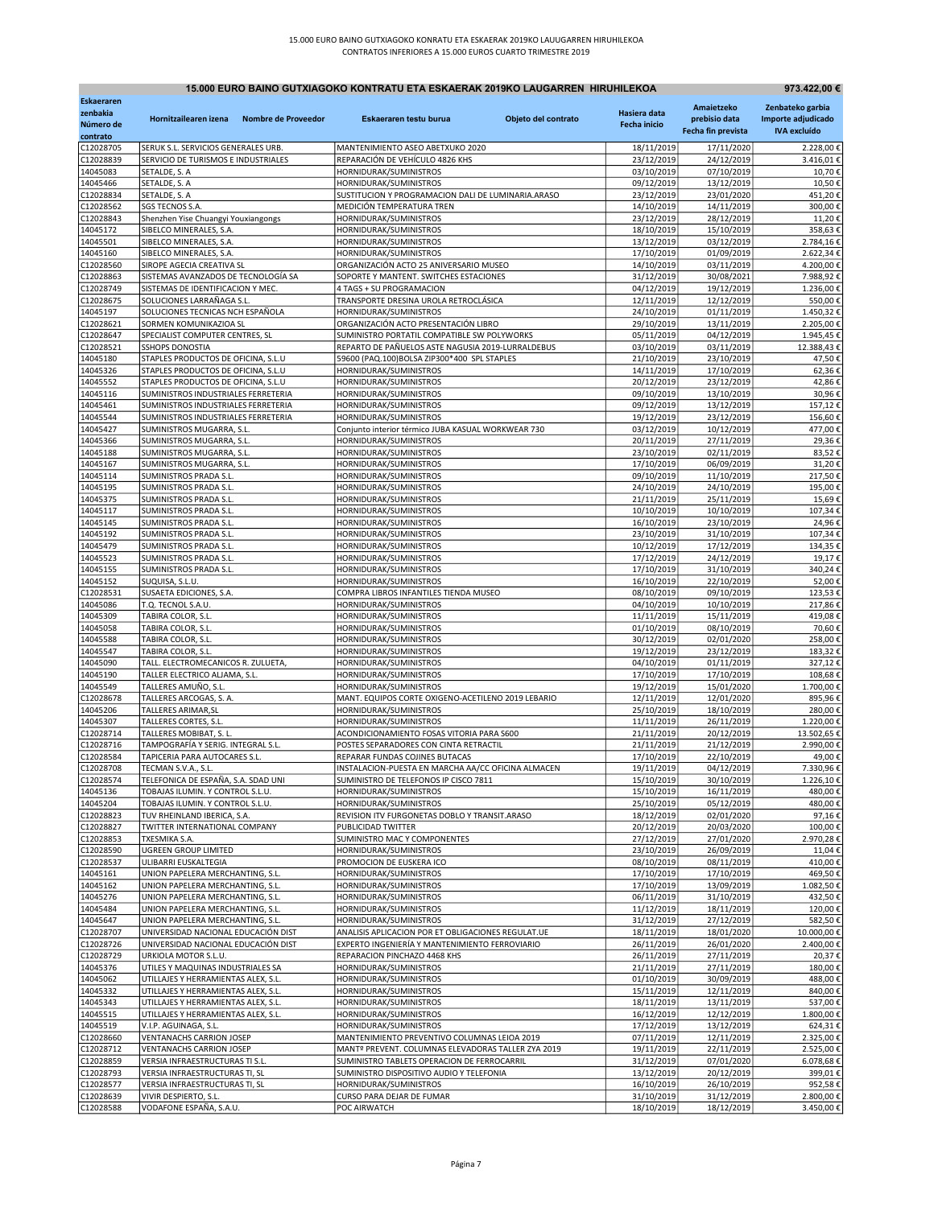| 15.000 EURO BAINO GUTXIAGOKO KONTRATU ETA ESKAERAK 2019KO LAUGARREN HIRUHILEKOA | | | | | 973.422,00 € |
|---|---|---|---|---|---|
| Eskaeraren zenbakia Número de contrato | Hornitzailearen izena Nombre de Proveedor | Eskaeraren testu burua Objeto del contrato | Hasiera data Fecha inicio | Amaietzeko prebisio data Fecha fin prevista | Zenbateko garbia Importe adjudicado IVA excluido |
| C12028705 | SERUK S.L. SERVICIOS GENERALES URB. | MANTENIMIENTO ASEO ABETXUKO 2020 | 18/11/2019 | 17/11/2020 | 2.228,00 € |
| C12028839 | SERVICIO DE TURISMOS E INDUSTRIALES | REPARACIÓN DE VEHÍCULO 4826 KHS | 23/12/2019 | 24/12/2019 | 3.416,01 € |
| 14045083 | SETALDE, S. A | HORNIDURAK/SUMINISTROS | 03/10/2019 | 07/10/2019 | 10,70 € |
| 14045466 | SETALDE, S. A | HORNIDURAK/SUMINISTROS | 09/12/2019 | 13/12/2019 | 10,50 € |
| C12028834 | SETALDE, S. A | SUSTITUCION Y PROGRAMACION DALI DE LUMINARIA.ARASO | 23/12/2019 | 23/01/2020 | 451,20 € |
| C12028562 | SGS TECNOS S.A. | MEDICIÓN TEMPERATURA TREN | 14/10/2019 | 14/11/2019 | 300,00 € |
| C12028843 | Shenzhen Yise Chuangyi Youxiangongs | HORNIDURAK/SUMINISTROS | 23/12/2019 | 28/12/2019 | 11,20 € |
| 14045172 | SIBELCO MINERALES, S.A. | HORNIDURAK/SUMINISTROS | 18/10/2019 | 15/10/2019 | 358,63 € |
| 14045501 | SIBELCO MINERALES, S.A. | HORNIDURAK/SUMINISTROS | 13/12/2019 | 03/12/2019 | 2.784,16 € |
| 14045160 | SIBELCO MINERALES, S.A. | HORNIDURAK/SUMINISTROS | 17/10/2019 | 01/09/2019 | 2.622,34 € |
| C12028560 | SIROPE AGECIA CREATIVA SL | ORGANIZACIÓN ACTO 25 ANIVERSARIO MUSEO | 14/10/2019 | 03/11/2019 | 4.200,00 € |
| C12028863 | SISTEMAS AVANZADOS DE TECNOLOGÍA SA | SOPORTE Y MANTENT. SWITCHES ESTACIONES | 31/12/2019 | 30/08/2021 | 7.988,92 € |
| C12028749 | SISTEMAS DE IDENTIFICACION Y MEC. | 4 TAGS + SU PROGRAMACION | 04/12/2019 | 19/12/2019 | 1.236,00 € |
| C12028675 | SOLUCIONES LARRAÑAGA S.L. | TRANSPORTE DRESINA UROLA RETROCLÁSICA | 12/11/2019 | 12/12/2019 | 550,00 € |
| 14045197 | SOLUCIONES TECNICAS NCH ESPAÑOLA | HORNIDURAK/SUMINISTROS | 24/10/2019 | 01/11/2019 | 1.450,32 € |
| C12028621 | SORMEN KOMUNIKAZIOA SL | ORGANIZACIÓN ACTO PRESENTACIÓN LIBRO | 29/10/2019 | 13/11/2019 | 2.205,00 € |
| C12028647 | SPECIALIST COMPUTER CENTRES, SL | SUMINISTRO PORTATIL COMPATIBLE SW POLYWORKS | 05/11/2019 | 04/12/2019 | 1.945,45 € |
| C12028521 | SSHOPS DONOSTIA | REPARTO DE PAÑUELOS ASTE NAGUSIA 2019-LURRALDEBUS | 03/10/2019 | 03/11/2019 | 12.388,43 € |
| 14045180 | STAPLES PRODUCTOS DE OFICINA, S.L.U | 59600 (PAQ.100)BOLSA ZIP300*400 SPL STAPLES | 21/10/2019 | 23/10/2019 | 47,50 € |
| 14045326 | STAPLES PRODUCTOS DE OFICINA, S.L.U | HORNIDURAK/SUMINISTROS | 14/11/2019 | 17/10/2019 | 62,36 € |
| 14045552 | STAPLES PRODUCTOS DE OFICINA, S.L.U | HORNIDURAK/SUMINISTROS | 20/12/2019 | 23/12/2019 | 42,86 € |
| 14045116 | SUMINISTROS INDUSTRIALES FERRETERIA | HORNIDURAK/SUMINISTROS | 09/10/2019 | 13/10/2019 | 30,96 € |
| 14045461 | SUMINISTROS INDUSTRIALES FERRETERIA | HORNIDURAK/SUMINISTROS | 09/12/2019 | 13/12/2019 | 157,12 € |
| 14045544 | SUMINISTROS INDUSTRIALES FERRETERIA | HORNIDURAK/SUMINISTROS | 19/12/2019 | 23/12/2019 | 156,60 € |
| 14045427 | SUMINISTROS MUGARRA, S.L. | Conjunto interior térmico JUBA KASUAL WORKWEAR 730 | 03/12/2019 | 10/12/2019 | 477,00 € |
| 14045366 | SUMINISTROS MUGARRA, S.L. | HORNIDURAK/SUMINISTROS | 20/11/2019 | 27/11/2019 | 29,36 € |
| 14045188 | SUMINISTROS MUGARRA, S.L. | HORNIDURAK/SUMINISTROS | 23/10/2019 | 02/11/2019 | 83,52 € |
| 14045167 | SUMINISTROS MUGARRA, S.L. | HORNIDURAK/SUMINISTROS | 17/10/2019 | 06/09/2019 | 31,20 € |
| 14045114 | SUMINISTROS PRADA S.L. | HORNIDURAK/SUMINISTROS | 09/10/2019 | 11/10/2019 | 217,50 € |
| 14045195 | SUMINISTROS PRADA S.L. | HORNIDURAK/SUMINISTROS | 24/10/2019 | 24/10/2019 | 195,00 € |
| 14045375 | SUMINISTROS PRADA S.L. | HORNIDURAK/SUMINISTROS | 21/11/2019 | 25/11/2019 | 15,69 € |
| 14045117 | SUMINISTROS PRADA S.L. | HORNIDURAK/SUMINISTROS | 10/10/2019 | 10/10/2019 | 107,34 € |
| 14045145 | SUMINISTROS PRADA S.L. | HORNIDURAK/SUMINISTROS | 16/10/2019 | 23/10/2019 | 24,96 € |
| 14045192 | SUMINISTROS PRADA S.L. | HORNIDURAK/SUMINISTROS | 23/10/2019 | 31/10/2019 | 107,34 € |
| 14045479 | SUMINISTROS PRADA S.L. | HORNIDURAK/SUMINISTROS | 10/12/2019 | 17/12/2019 | 134,35 € |
| 14045523 | SUMINISTROS PRADA S.L. | HORNIDURAK/SUMINISTROS | 17/12/2019 | 24/12/2019 | 19,17 € |
| 14045155 | SUMINISTROS PRADA S.L. | HORNIDURAK/SUMINISTROS | 17/10/2019 | 31/10/2019 | 340,24 € |
| 14045152 | SUQUISA, S.L.U. | HORNIDURAK/SUMINISTROS | 16/10/2019 | 22/10/2019 | 52,00 € |
| C12028531 | SUSAETA EDICIONES, S.A. | COMPRA LIBROS INFANTILES TIENDA MUSEO | 08/10/2019 | 09/10/2019 | 123,53 € |
| 14045086 | T.Q. TECNOL S.A.U. | HORNIDURAK/SUMINISTROS | 04/10/2019 | 10/10/2019 | 217,86 € |
| 14045309 | TABIRA COLOR, S.L. | HORNIDURAK/SUMINISTROS | 11/11/2019 | 15/11/2019 | 419,08 € |
| 14045058 | TABIRA COLOR, S.L. | HORNIDURAK/SUMINISTROS | 01/10/2019 | 08/10/2019 | 70,60 € |
| 14045588 | TABIRA COLOR, S.L. | HORNIDURAK/SUMINISTROS | 30/12/2019 | 02/01/2020 | 258,00 € |
| 14045547 | TABIRA COLOR, S.L. | HORNIDURAK/SUMINISTROS | 19/12/2019 | 23/12/2019 | 183,32 € |
| 14045090 | TALL. ELECTROMECANICOS R. ZULUETA, | HORNIDURAK/SUMINISTROS | 04/10/2019 | 01/11/2019 | 327,12 € |
| 14045190 | TALLER ELECTRICO ALJAMA, S.L. | HORNIDURAK/SUMINISTROS | 17/10/2019 | 17/10/2019 | 108,68 € |
| 14045549 | TALLERES AMUÑO, S.L. | HORNIDURAK/SUMINISTROS | 19/12/2019 | 15/01/2020 | 1.700,00 € |
| C12028678 | TALLERES ARCOGAS, S. A. | MANT. EQUIPOS CORTE OXIGENO-ACETILENO 2019 LEBARIO | 12/11/2019 | 12/01/2020 | 895,96 € |
| 14045206 | TALLERES ARIMAR,SL | HORNIDURAK/SUMINISTROS | 25/10/2019 | 18/10/2019 | 280,00 € |
| 14045307 | TALLERES CORTES, S.L. | HORNIDURAK/SUMINISTROS | 11/11/2019 | 26/11/2019 | 1.220,00 € |
| C12028714 | TALLERES MOBIBAT, S. L. | ACONDICIONAMIENTO FOSAS VITORIA PARA S600 | 21/11/2019 | 20/12/2019 | 13.502,65 € |
| C12028716 | TAMPOGRAFÍA Y SERIG. INTEGRAL S.L. | POSTES SEPARADORES CON CINTA RETRACTIL | 21/11/2019 | 21/12/2019 | 2.990,00 € |
| C12028584 | TAPICERIA PARA AUTOCARES S.L. | REPARAR FUNDAS COJINES BUTACAS | 17/10/2019 | 22/10/2019 | 49,00 € |
| C12028708 | TECMAN S.V.A., S.L. | INSTALACION-PUESTA EN MARCHA AA/CC OFICINA ALMACEN | 19/11/2019 | 04/12/2019 | 7.330,96 € |
| C12028574 | TELEFONICA DE ESPAÑA, S.A. SDAD UNI | SUMINISTRO DE TELEFONOS IP CISCO 7811 | 15/10/2019 | 30/10/2019 | 1.226,10 € |
| 14045136 | TOBAJAS ILUMIN. Y CONTROL S.L.U. | HORNIDURAK/SUMINISTROS | 15/10/2019 | 16/11/2019 | 480,00 € |
| 14045204 | TOBAJAS ILUMIN. Y CONTROL S.L.U. | HORNIDURAK/SUMINISTROS | 25/10/2019 | 05/12/2019 | 480,00 € |
| C12028823 | TUV RHEINLAND IBERICA, S.A. | REVISION ITV FURGONETAS DOBLO Y TRANSIT.ARASO | 18/12/2019 | 02/01/2020 | 97,16 € |
| C12028827 | TWITTER INTERNATIONAL COMPANY | PUBLICIDAD TWITTER | 20/12/2019 | 20/03/2020 | 100,00 € |
| C12028853 | TXESMIKA S.A. | SUMINISTRO MAC Y COMPONENTES | 27/12/2019 | 27/01/2020 | 2.970,28 € |
| C12028590 | UGREEN GROUP LIMITED | HORNIDURAK/SUMINISTROS | 23/10/2019 | 26/09/2019 | 11,04 € |
| C12028537 | ULIBARRI EUSKALTEGIA | PROMOCION DE EUSKERA ICO | 08/10/2019 | 08/11/2019 | 410,00 € |
| 14045161 | UNION PAPELERA MERCHANTING, S.L. | HORNIDURAK/SUMINISTROS | 17/10/2019 | 17/10/2019 | 469,50 € |
| 14045162 | UNION PAPELERA MERCHANTING, S.L. | HORNIDURAK/SUMINISTROS | 17/10/2019 | 13/09/2019 | 1.082,50 € |
| 14045276 | UNION PAPELERA MERCHANTING, S.L. | HORNIDURAK/SUMINISTROS | 06/11/2019 | 31/10/2019 | 432,50 € |
| 14045484 | UNION PAPELERA MERCHANTING, S.L. | HORNIDURAK/SUMINISTROS | 11/12/2019 | 18/11/2019 | 120,00 € |
| 14045647 | UNION PAPELERA MERCHANTING, S.L. | HORNIDURAK/SUMINISTROS | 31/12/2019 | 27/12/2019 | 582,50 € |
| C12028707 | UNIVERSIDAD NACIONAL EDUCACIÓN DIST | ANALISIS APLICACION POR ET OBLIGACIONES REGULAT.UE | 18/11/2019 | 18/01/2020 | 10.000,00 € |
| C12028726 | UNIVERSIDAD NACIONAL EDUCACIÓN DIST | EXPERTO INGENIERÍA Y MANTENIMIENTO FERROVIARIO | 26/11/2019 | 26/01/2020 | 2.400,00 € |
| C12028729 | URKIOLA MOTOR S.L.U. | REPARACION PINCHAZO 4468 KHS | 26/11/2019 | 27/11/2019 | 20,37 € |
| 14045376 | UTILES Y MAQUINAS INDUSTRIALES SA | HORNIDURAK/SUMINISTROS | 21/11/2019 | 27/11/2019 | 180,00 € |
| 14045062 | UTILLAJES Y HERRAMIENTAS ALEX, S.L. | HORNIDURAK/SUMINISTROS | 01/10/2019 | 30/09/2019 | 488,00 € |
| 14045332 | UTILLAJES Y HERRAMIENTAS ALEX, S.L. | HORNIDURAK/SUMINISTROS | 15/11/2019 | 12/11/2019 | 840,00 € |
| 14045343 | UTILLAJES Y HERRAMIENTAS ALEX, S.L. | HORNIDURAK/SUMINISTROS | 18/11/2019 | 13/11/2019 | 537,00 € |
| 14045515 | UTILLAJES Y HERRAMIENTAS ALEX, S.L. | HORNIDURAK/SUMINISTROS | 16/12/2019 | 12/12/2019 | 1.800,00 € |
| 14045519 | V.I.P. AGUINAGA, S.L. | HORNIDURAK/SUMINISTROS | 17/12/2019 | 13/12/2019 | 624,31 € |
| C12028660 | VENTANACHS CARRION JOSEP | MANTENIMIENTO PREVENTIVO COLUMNAS LEIOA 2019 | 07/11/2019 | 12/11/2019 | 2.325,00 € |
| C12028712 | VENTANACHS CARRION JOSEP | MANTº PREVENT. COLUMNAS ELEVADORAS TALLER ZYA 2019 | 19/11/2019 | 22/11/2019 | 2.525,00 € |
| C12028859 | VERSIA INFRAESTRUCTURAS TI S.L. | SUMINISTRO TABLETS OPERACION DE FERROCARRIL | 31/12/2019 | 07/01/2020 | 6.078,68 € |
| C12028793 | VERSIA INFRAESTRUCTURAS TI, SL | SUMINISTRO DISPOSITIVO AUDIO Y TELEFONIA | 13/12/2019 | 20/12/2019 | 399,01 € |
| C12028577 | VERSIA INFRAESTRUCTURAS TI, SL | HORNIDURAK/SUMINISTROS | 16/10/2019 | 26/10/2019 | 952,58 € |
| C12028639 | VIVIR DESPIERTO, S.L. | CURSO PARA DEJAR DE FUMAR | 31/10/2019 | 31/12/2019 | 2.800,00 € |
| C12028588 | VODAFONE ESPAÑA, S.A.U. | POC AIRWATCH | 18/10/2019 | 18/12/2019 | 3.450,00 € |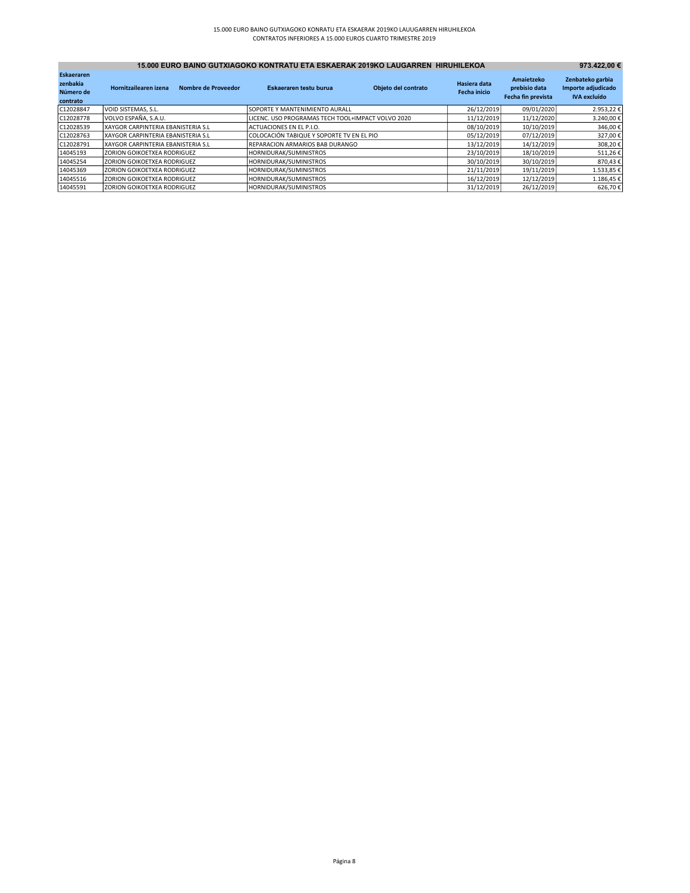15.000 EURO BAINO GUTXIAGOKO KONRATU ETA ESKAERAK 2019KO LAUUGARREN HIRUHILEKOA
CONTRATOS INFERIORES A 15.000 EUROS CUARTO TRIMESTRE 2019

| 15.000 EURO BAINO GUTXIAGOKO KONTRATU ETA ESKAERAK 2019KO LAUGARREN HIRUHILEKOA | | | | | 973.422,00 € |
|---|---|---|---|---|---|
| Eskaeraren zenbakia Número de contrato | Hornitzailearen izena Nombre de Proveedor | Eskaeraren testu burua Objeto del contrato | Hasiera data Fecha inicio | Amaietzeko prebisio data Fecha fin prevista | Zenbateko garbia Importe adjudicado IVA excluído |
| C12028847 | VOID SISTEMAS, S.L. | SOPORTE Y MANTENIMIENTO AURALL | 26/12/2019 | 09/01/2020 | 2.953,22 € |
| C12028778 | VOLVO ESPAÑA, S.A.U. | LICENC. USO PROGRAMAS TECH TOOL+IMPACT VOLVO 2020 | 11/12/2019 | 11/12/2020 | 3.240,00 € |
| C12028539 | XAYGOR CARPINTERIA EBANISTERIA S.L | ACTUACIONES EN EL P.I.O. | 08/10/2019 | 10/10/2019 | 346,00 € |
| C12028763 | XAYGOR CARPINTERIA EBANISTERIA S.L | COLOCACIÓN TABIQUE Y SOPORTE TV EN EL PIO | 05/12/2019 | 07/12/2019 | 327,00 € |
| C12028791 | XAYGOR CARPINTERIA EBANISTERIA S.L | REPARACION ARMARIOS BAB DURANGO | 13/12/2019 | 14/12/2019 | 308,20 € |
| 14045193 | ZORION GOIKOETXEA RODRIGUEZ | HORNIDURAK/SUMINISTROS | 23/10/2019 | 18/10/2019 | 511,26 € |
| 14045254 | ZORION GOIKOETXEA RODRIGUEZ | HORNIDURAK/SUMINISTROS | 30/10/2019 | 30/10/2019 | 870,43 € |
| 14045369 | ZORION GOIKOETXEA RODRIGUEZ | HORNIDURAK/SUMINISTROS | 21/11/2019 | 19/11/2019 | 1.533,85 € |
| 14045516 | ZORION GOIKOETXEA RODRIGUEZ | HORNIDURAK/SUMINISTROS | 16/12/2019 | 12/12/2019 | 1.186,45 € |
| 14045591 | ZORION GOIKOETXEA RODRIGUEZ | HORNIDURAK/SUMINISTROS | 31/12/2019 | 26/12/2019 | 626,70 € |